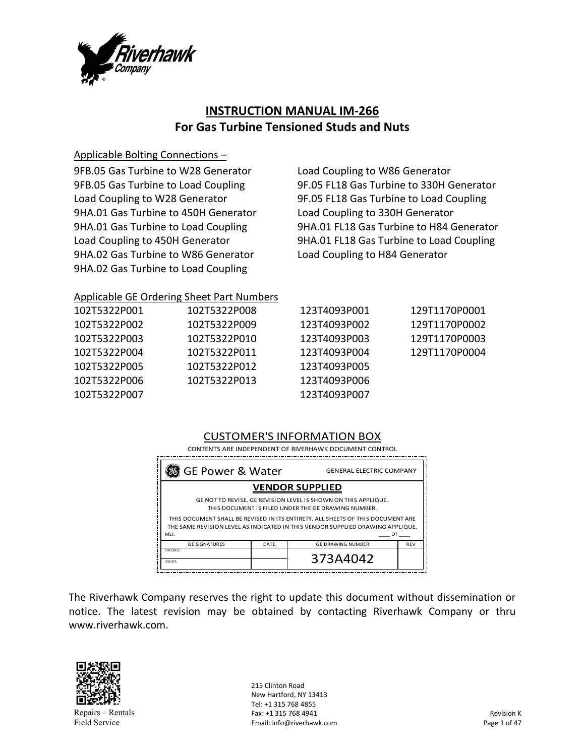Riverhawk Company

# INSTRUCTION MANUAL IM-266
## For Gas Turbine Tensioned Studs and Nuts

Applicable Bolting Connections –

9FB.05 Gas Turbine to W28 Generator
9FB.05 Gas Turbine to Load Coupling
Load Coupling to W28 Generator
9HA.01 Gas Turbine to 450H Generator
9HA.01 Gas Turbine to Load Coupling
Load Coupling to 450H Generator
9HA.02 Gas Turbine to W86 Generator
9HA.02 Gas Turbine to Load Coupling
Load Coupling to W86 Generator
9F.05 FL18 Gas Turbine to 330H Generator
9F.05 FL18 Gas Turbine to Load Coupling
Load Coupling to 330H Generator
9HA.01 FL18 Gas Turbine to H84 Generator
9HA.01 FL18 Gas Turbine to Load Coupling
Load Coupling to H84 Generator

Applicable GE Ordering Sheet Part Numbers

| | | | |
|---|---|---|---|
| 102T5322P001 | 102T5322P008 | 123T4093P001 | 129T1170P0001 |
| 102T5322P002 | 102T5322P009 | 123T4093P002 | 129T1170P0002 |
| 102T5322P003 | 102T5322P010 | 123T4093P003 | 129T1170P0003 |
| 102T5322P004 | 102T5322P011 | 123T4093P004 | 129T1170P0004 |
| 102T5322P005 | 102T5322P012 | 123T4093P005 | |
| 102T5322P006 | 102T5322P013 | 123T4093P006 | |
| 102T5322P007 | | 123T4093P007 | |

CUSTOMER'S INFORMATION BOX

CONTENTS ARE INDEPENDENT OF RIVERHAWK DOCUMENT CONTROL

GE Power & Water — GENERAL ELECTRIC COMPANY

**VENDOR SUPPLIED**

GE NOT TO REVISE. GE REVISION LEVEL IS SHOWN ON THIS APPLIQUE. THIS DOCUMENT IS FILED UNDER THE GE DRAWING NUMBER.

THIS DOCUMENT SHALL BE REVISED IN ITS ENTIRETY. ALL SHEETS OF THIS DOCUMENT ARE THE SAME REVISION LEVEL AS INDICATED IN THIS VENDOR SUPPLIED DRAWING APPLIQUE.

MLI: ____ OF ____

| GE SIGNATURES | DATE | GE DRAWING NUMBER | REV |
|---|---|---|---|
| CHECKED: | | 373A4042 | |
| ISSUED: | | | |

The Riverhawk Company reserves the right to update this document without dissemination or notice. The latest revision may be obtained by contacting Riverhawk Company or thru www.riverhawk.com.

Repairs – Rentals
Field Service

215 Clinton Road
New Hartford, NY 13413
Tel: +1 315 768 4855
Fax: +1 315 768 4941
Email: info@riverhawk.com

Revision K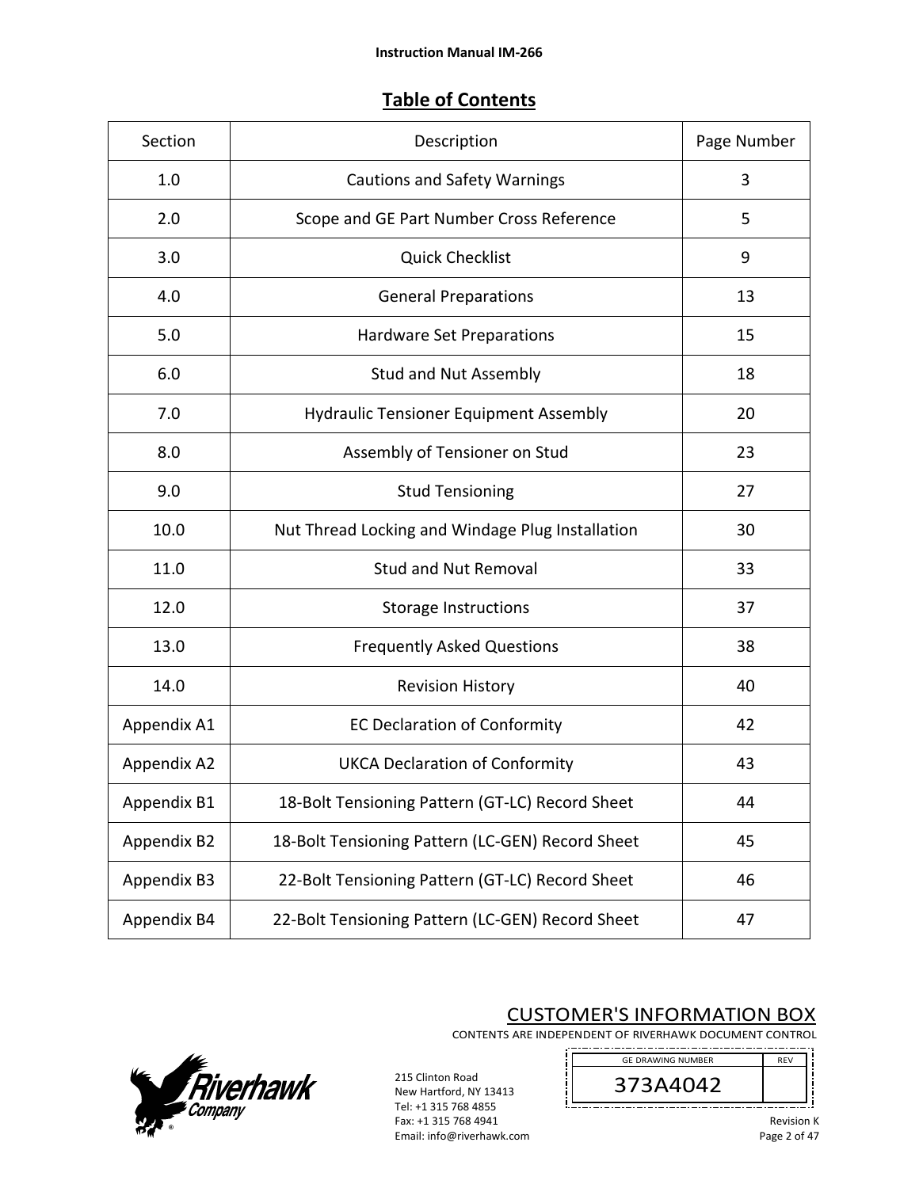## Table of Contents

| Section | Description | Page Number |
|---|---|---|
| 1.0 | Cautions and Safety Warnings | 3 |
| 2.0 | Scope and GE Part Number Cross Reference | 5 |
| 3.0 | Quick Checklist | 9 |
| 4.0 | General Preparations | 13 |
| 5.0 | Hardware Set Preparations | 15 |
| 6.0 | Stud and Nut Assembly | 18 |
| 7.0 | Hydraulic Tensioner Equipment Assembly | 20 |
| 8.0 | Assembly of Tensioner on Stud | 23 |
| 9.0 | Stud Tensioning | 27 |
| 10.0 | Nut Thread Locking and Windage Plug Installation | 30 |
| 11.0 | Stud and Nut Removal | 33 |
| 12.0 | Storage Instructions | 37 |
| 13.0 | Frequently Asked Questions | 38 |
| 14.0 | Revision History | 40 |
| Appendix A1 | EC Declaration of Conformity | 42 |
| Appendix A2 | UKCA Declaration of Conformity | 43 |
| Appendix B1 | 18-Bolt Tensioning Pattern (GT-LC) Record Sheet | 44 |
| Appendix B2 | 18-Bolt Tensioning Pattern (LC-GEN) Record Sheet | 45 |
| Appendix B3 | 22-Bolt Tensioning Pattern (GT-LC) Record Sheet | 46 |
| Appendix B4 | 22-Bolt Tensioning Pattern (LC-GEN) Record Sheet | 47 |

CUSTOMER'S INFORMATION BOX

CONTENTS ARE INDEPENDENT OF RIVERHAWK DOCUMENT CONTROL

| GE DRAWING NUMBER | REV |
|---|---|
| 373A4042 | |

215 Clinton Road
New Hartford, NY 13413
Tel: +1 315 768 4855
Fax: +1 315 768 4941
Email: info@riverhawk.com

Revision K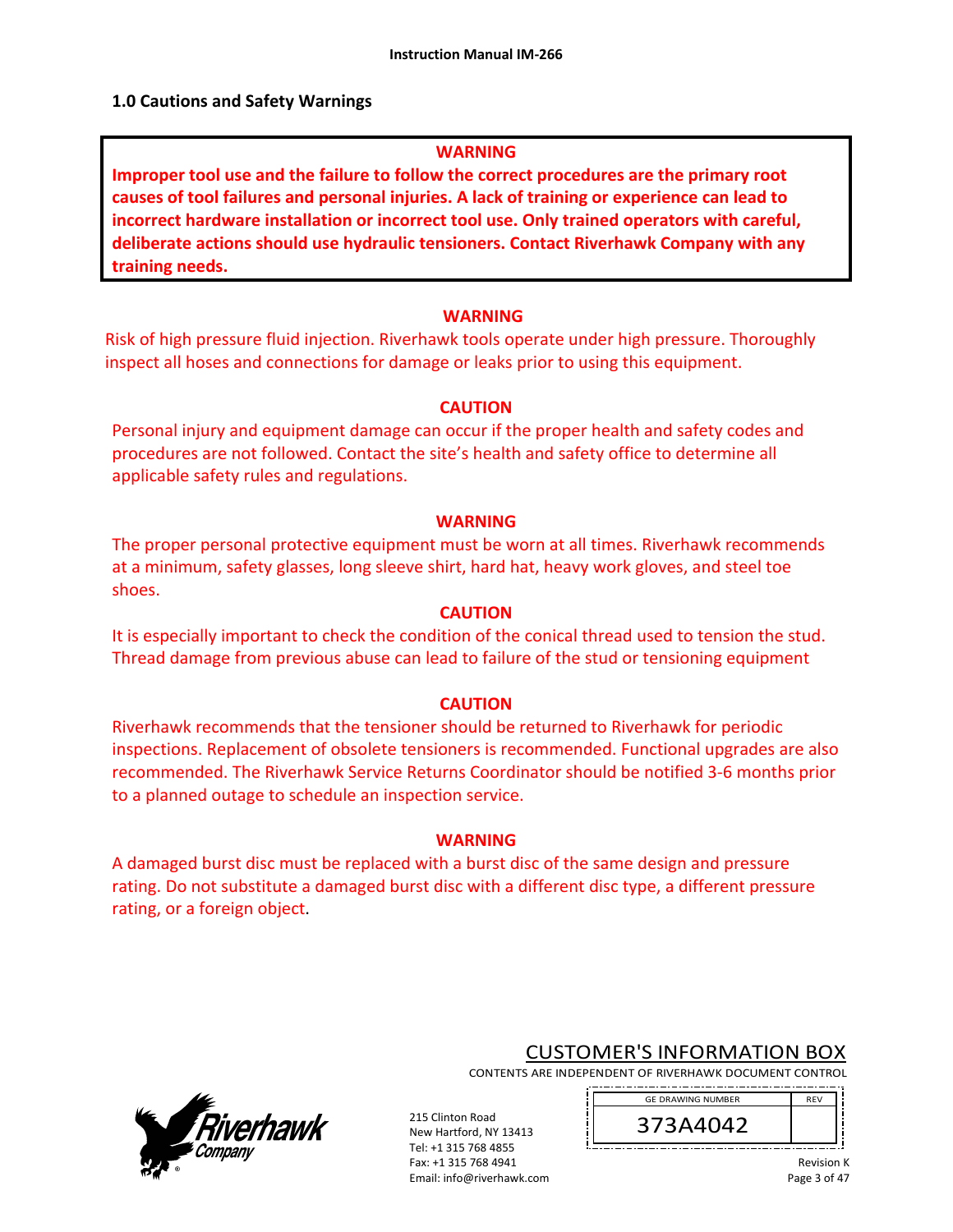## 1.0 Cautions and Safety Warnings

**WARNING**

**Improper tool use and the failure to follow the correct procedures are the primary root causes of tool failures and personal injuries. A lack of training or experience can lead to incorrect hardware installation or incorrect tool use. Only trained operators with careful, deliberate actions should use hydraulic tensioners. Contact Riverhawk Company with any training needs.**

**WARNING**

Risk of high pressure fluid injection. Riverhawk tools operate under high pressure. Thoroughly inspect all hoses and connections for damage or leaks prior to using this equipment.

**CAUTION**

Personal injury and equipment damage can occur if the proper health and safety codes and procedures are not followed. Contact the site's health and safety office to determine all applicable safety rules and regulations.

**WARNING**

The proper personal protective equipment must be worn at all times. Riverhawk recommends at a minimum, safety glasses, long sleeve shirt, hard hat, heavy work gloves, and steel toe shoes.

**CAUTION**

It is especially important to check the condition of the conical thread used to tension the stud. Thread damage from previous abuse can lead to failure of the stud or tensioning equipment

**CAUTION**

Riverhawk recommends that the tensioner should be returned to Riverhawk for periodic inspections. Replacement of obsolete tensioners is recommended. Functional upgrades are also recommended. The Riverhawk Service Returns Coordinator should be notified 3-6 months prior to a planned outage to schedule an inspection service.

**WARNING**

A damaged burst disc must be replaced with a burst disc of the same design and pressure rating. Do not substitute a damaged burst disc with a different disc type, a different pressure rating, or a foreign object.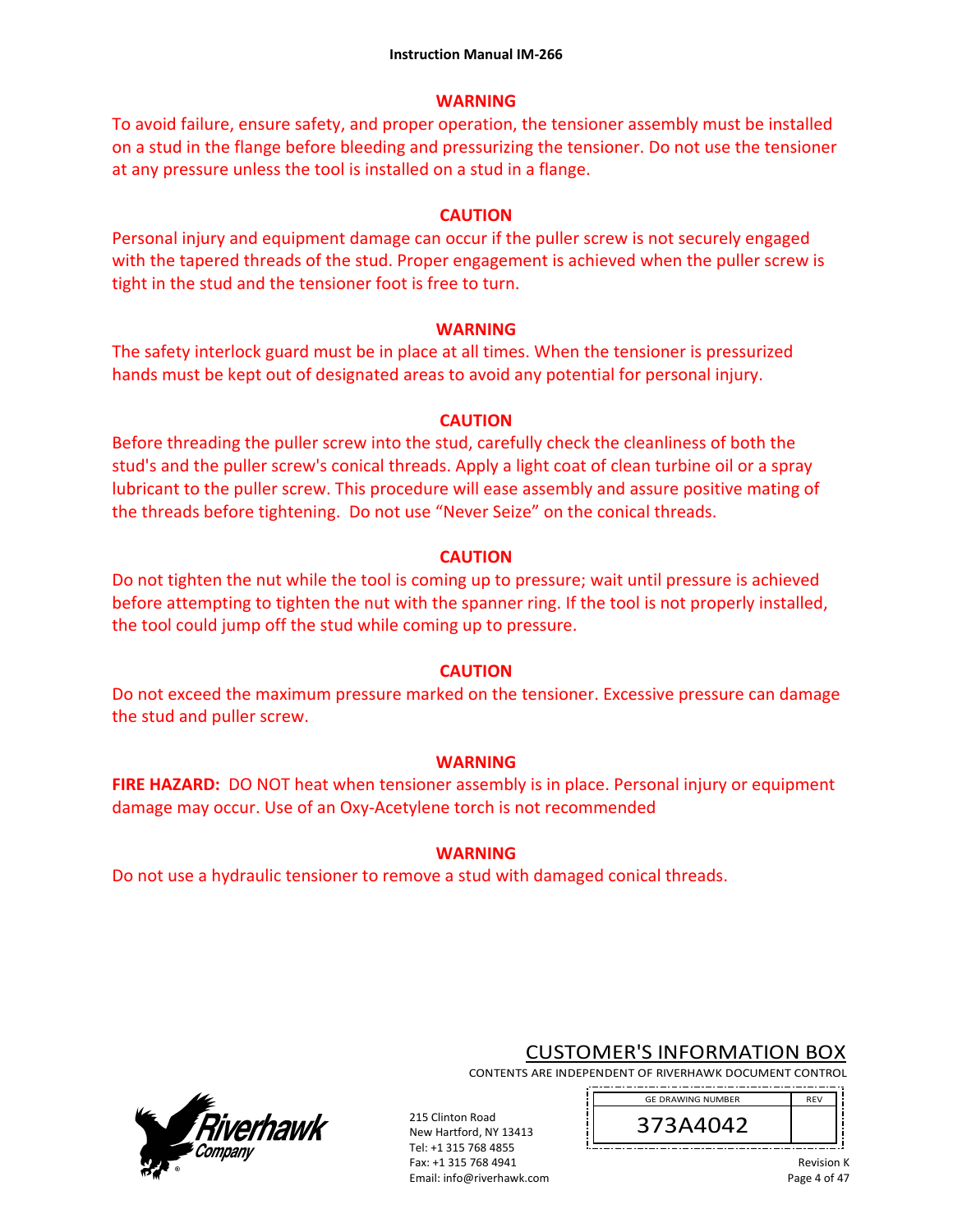**WARNING**

To avoid failure, ensure safety, and proper operation, the tensioner assembly must be installed on a stud in the flange before bleeding and pressurizing the tensioner. Do not use the tensioner at any pressure unless the tool is installed on a stud in a flange.

**CAUTION**

Personal injury and equipment damage can occur if the puller screw is not securely engaged with the tapered threads of the stud. Proper engagement is achieved when the puller screw is tight in the stud and the tensioner foot is free to turn.

**WARNING**

The safety interlock guard must be in place at all times. When the tensioner is pressurized hands must be kept out of designated areas to avoid any potential for personal injury.

**CAUTION**

Before threading the puller screw into the stud, carefully check the cleanliness of both the stud's and the puller screw's conical threads. Apply a light coat of clean turbine oil or a spray lubricant to the puller screw. This procedure will ease assembly and assure positive mating of the threads before tightening. Do not use “Never Seize” on the conical threads.

**CAUTION**

Do not tighten the nut while the tool is coming up to pressure; wait until pressure is achieved before attempting to tighten the nut with the spanner ring. If the tool is not properly installed, the tool could jump off the stud while coming up to pressure.

**CAUTION**

Do not exceed the maximum pressure marked on the tensioner. Excessive pressure can damage the stud and puller screw.

**WARNING**

**FIRE HAZARD:** DO NOT heat when tensioner assembly is in place. Personal injury or equipment damage may occur. Use of an Oxy-Acetylene torch is not recommended

**WARNING**

Do not use a hydraulic tensioner to remove a stud with damaged conical threads.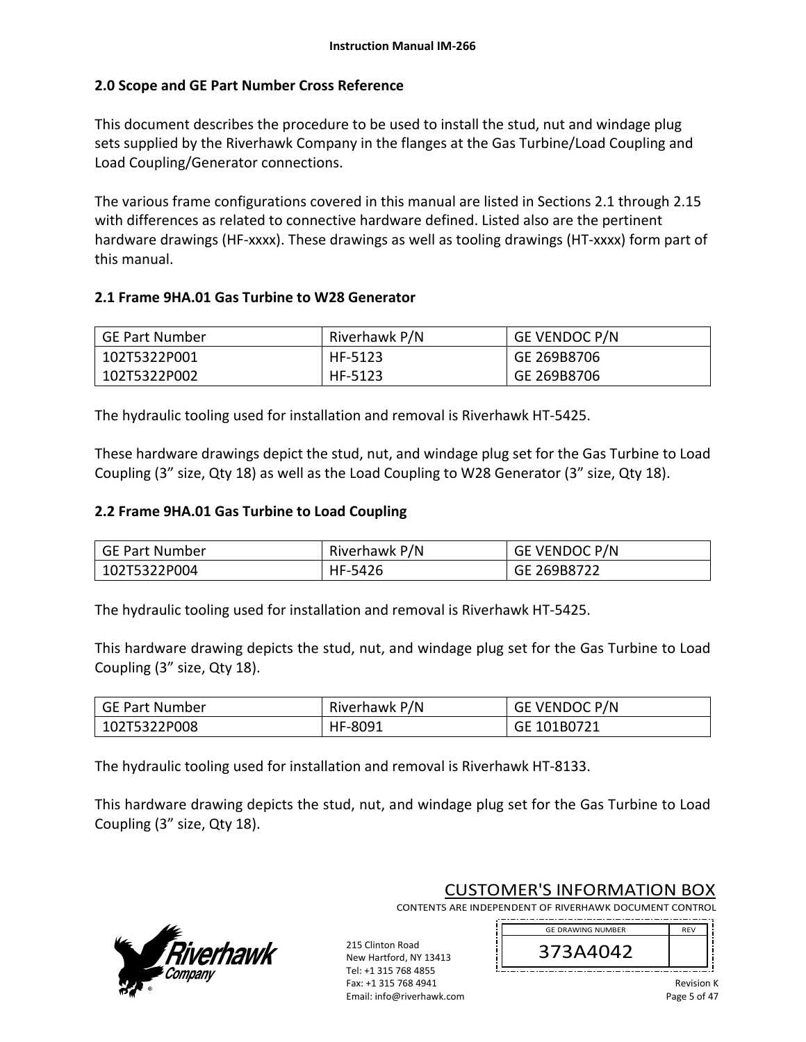## 2.0 Scope and GE Part Number Cross Reference

This document describes the procedure to be used to install the stud, nut and windage plug sets supplied by the Riverhawk Company in the flanges at the Gas Turbine/Load Coupling and Load Coupling/Generator connections.

The various frame configurations covered in this manual are listed in Sections 2.1 through 2.15 with differences as related to connective hardware defined. Listed also are the pertinent hardware drawings (HF-xxxx). These drawings as well as tooling drawings (HT-xxxx) form part of this manual.

### 2.1 Frame 9HA.01 Gas Turbine to W28 Generator

| GE Part Number | Riverhawk P/N | GE VENDOC P/N |
|---|---|---|
| 102T5322P001<br>102T5322P002 | HF-5123<br>HF-5123 | GE 269B8706<br>GE 269B8706 |

The hydraulic tooling used for installation and removal is Riverhawk HT-5425.

These hardware drawings depict the stud, nut, and windage plug set for the Gas Turbine to Load Coupling (3" size, Qty 18) as well as the Load Coupling to W28 Generator (3" size, Qty 18).

### 2.2 Frame 9HA.01 Gas Turbine to Load Coupling

| GE Part Number | Riverhawk P/N | GE VENDOC P/N |
|---|---|---|
| 102T5322P004 | HF-5426 | GE 269B8722 |

The hydraulic tooling used for installation and removal is Riverhawk HT-5425.

This hardware drawing depicts the stud, nut, and windage plug set for the Gas Turbine to Load Coupling (3" size, Qty 18).

| GE Part Number | Riverhawk P/N | GE VENDOC P/N |
|---|---|---|
| 102T5322P008 | HF-8091 | GE 101B0721 |

The hydraulic tooling used for installation and removal is Riverhawk HT-8133.

This hardware drawing depicts the stud, nut, and windage plug set for the Gas Turbine to Load Coupling (3" size, Qty 18).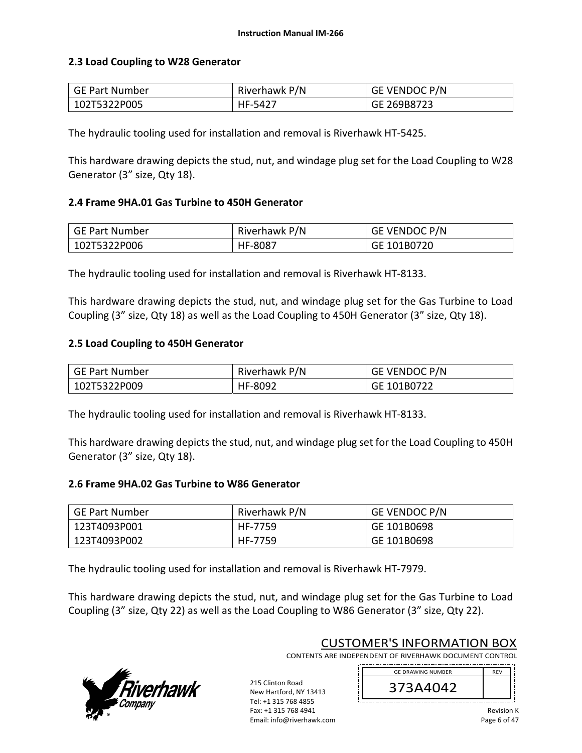## 2.3 Load Coupling to W28 Generator

| GE Part Number | Riverhawk P/N | GE VENDOC P/N |
|---|---|---|
| 102T5322P005 | HF-5427 | GE 269B8723 |

The hydraulic tooling used for installation and removal is Riverhawk HT-5425.

This hardware drawing depicts the stud, nut, and windage plug set for the Load Coupling to W28 Generator (3" size, Qty 18).

## 2.4 Frame 9HA.01 Gas Turbine to 450H Generator

| GE Part Number | Riverhawk P/N | GE VENDOC P/N |
|---|---|---|
| 102T5322P006 | HF-8087 | GE 101B0720 |

The hydraulic tooling used for installation and removal is Riverhawk HT-8133.

This hardware drawing depicts the stud, nut, and windage plug set for the Gas Turbine to Load Coupling (3" size, Qty 18) as well as the Load Coupling to 450H Generator (3" size, Qty 18).

## 2.5 Load Coupling to 450H Generator

| GE Part Number | Riverhawk P/N | GE VENDOC P/N |
|---|---|---|
| 102T5322P009 | HF-8092 | GE 101B0722 |

The hydraulic tooling used for installation and removal is Riverhawk HT-8133.

This hardware drawing depicts the stud, nut, and windage plug set for the Load Coupling to 450H Generator (3" size, Qty 18).

## 2.6 Frame 9HA.02 Gas Turbine to W86 Generator

| GE Part Number | Riverhawk P/N | GE VENDOC P/N |
|---|---|---|
| 123T4093P001 | HF-7759 | GE 101B0698 |
| 123T4093P002 | HF-7759 | GE 101B0698 |

The hydraulic tooling used for installation and removal is Riverhawk HT-7979.

This hardware drawing depicts the stud, nut, and windage plug set for the Gas Turbine to Load Coupling (3" size, Qty 22) as well as the Load Coupling to W86 Generator (3" size, Qty 22).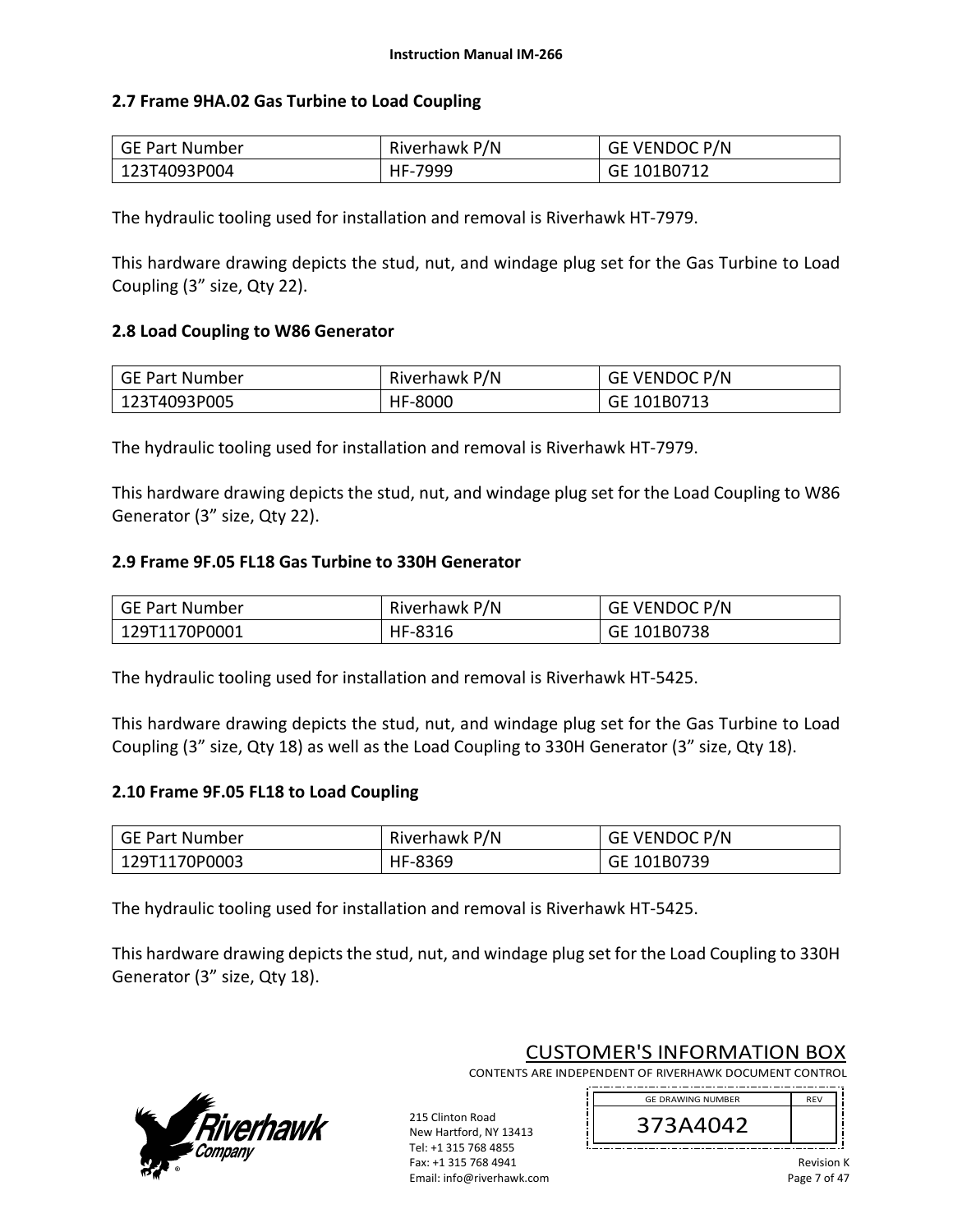## 2.7 Frame 9HA.02 Gas Turbine to Load Coupling

| GE Part Number | Riverhawk P/N | GE VENDOC P/N |
|---|---|---|
| 123T4093P004 | HF-7999 | GE 101B0712 |

The hydraulic tooling used for installation and removal is Riverhawk HT-7979.

This hardware drawing depicts the stud, nut, and windage plug set for the Gas Turbine to Load Coupling (3" size, Qty 22).

## 2.8 Load Coupling to W86 Generator

| GE Part Number | Riverhawk P/N | GE VENDOC P/N |
|---|---|---|
| 123T4093P005 | HF-8000 | GE 101B0713 |

The hydraulic tooling used for installation and removal is Riverhawk HT-7979.

This hardware drawing depicts the stud, nut, and windage plug set for the Load Coupling to W86 Generator (3" size, Qty 22).

## 2.9 Frame 9F.05 FL18 Gas Turbine to 330H Generator

| GE Part Number | Riverhawk P/N | GE VENDOC P/N |
|---|---|---|
| 129T1170P0001 | HF-8316 | GE 101B0738 |

The hydraulic tooling used for installation and removal is Riverhawk HT-5425.

This hardware drawing depicts the stud, nut, and windage plug set for the Gas Turbine to Load Coupling (3" size, Qty 18) as well as the Load Coupling to 330H Generator (3" size, Qty 18).

## 2.10 Frame 9F.05 FL18 to Load Coupling

| GE Part Number | Riverhawk P/N | GE VENDOC P/N |
|---|---|---|
| 129T1170P0003 | HF-8369 | GE 101B0739 |

The hydraulic tooling used for installation and removal is Riverhawk HT-5425.

This hardware drawing depicts the stud, nut, and windage plug set for the Load Coupling to 330H Generator (3" size, Qty 18).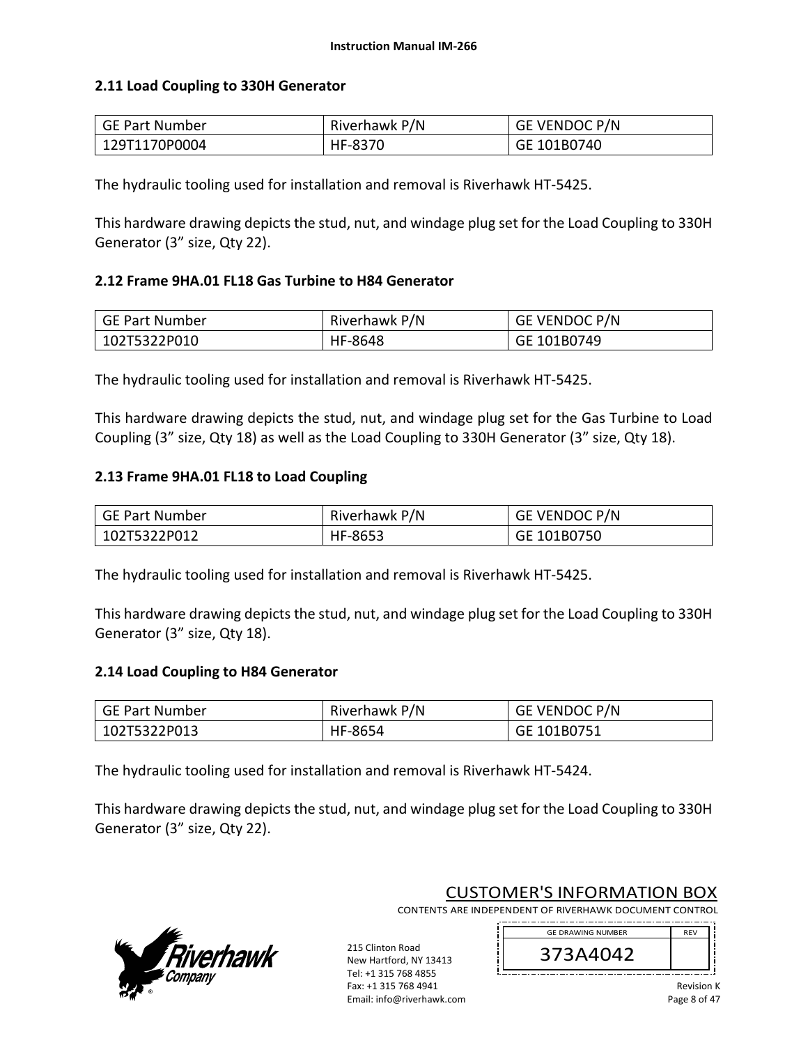## 2.11 Load Coupling to 330H Generator

| GE Part Number | Riverhawk P/N | GE VENDOC P/N |
|---|---|---|
| 129T1170P0004 | HF-8370 | GE 101B0740 |

The hydraulic tooling used for installation and removal is Riverhawk HT-5425.

This hardware drawing depicts the stud, nut, and windage plug set for the Load Coupling to 330H Generator (3” size, Qty 22).

## 2.12 Frame 9HA.01 FL18 Gas Turbine to H84 Generator

| GE Part Number | Riverhawk P/N | GE VENDOC P/N |
|---|---|---|
| 102T5322P010 | HF-8648 | GE 101B0749 |

The hydraulic tooling used for installation and removal is Riverhawk HT-5425.

This hardware drawing depicts the stud, nut, and windage plug set for the Gas Turbine to Load Coupling (3” size, Qty 18) as well as the Load Coupling to 330H Generator (3” size, Qty 18).

## 2.13 Frame 9HA.01 FL18 to Load Coupling

| GE Part Number | Riverhawk P/N | GE VENDOC P/N |
|---|---|---|
| 102T5322P012 | HF-8653 | GE 101B0750 |

The hydraulic tooling used for installation and removal is Riverhawk HT-5425.

This hardware drawing depicts the stud, nut, and windage plug set for the Load Coupling to 330H Generator (3” size, Qty 18).

## 2.14 Load Coupling to H84 Generator

| GE Part Number | Riverhawk P/N | GE VENDOC P/N |
|---|---|---|
| 102T5322P013 | HF-8654 | GE 101B0751 |

The hydraulic tooling used for installation and removal is Riverhawk HT-5424.

This hardware drawing depicts the stud, nut, and windage plug set for the Load Coupling to 330H Generator (3” size, Qty 22).

CUSTOMER'S INFORMATION BOX
CONTENTS ARE INDEPENDENT OF RIVERHAWK DOCUMENT CONTROL

| GE DRAWING NUMBER | REV |
|---|---|
| 373A4042 | |

215 Clinton Road
New Hartford, NY 13413
Tel: +1 315 768 4855
Fax: +1 315 768 4941
Email: info@riverhawk.com

Revision K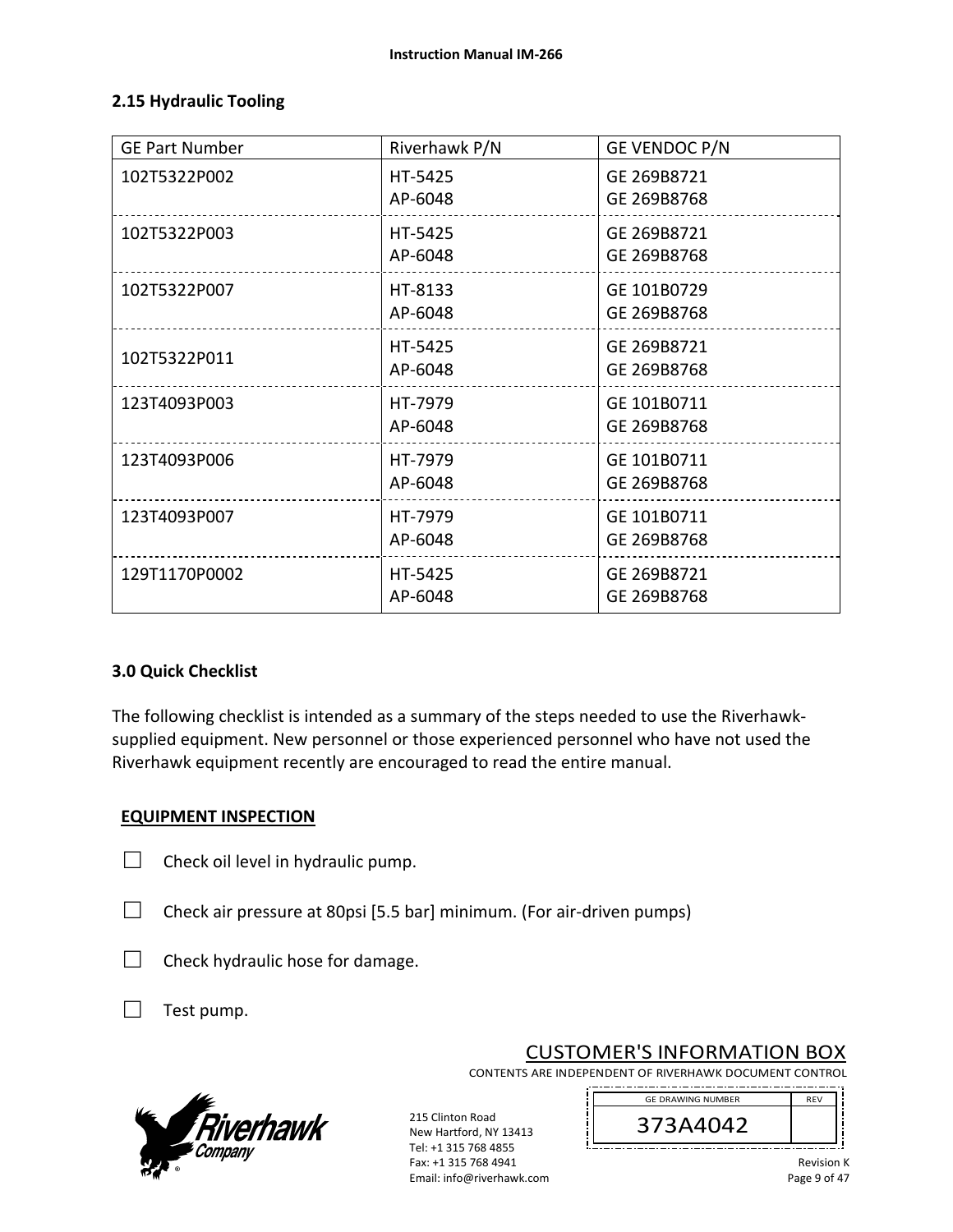## 2.15 Hydraulic Tooling

| GE Part Number | Riverhawk P/N | GE VENDOC P/N |
|---|---|---|
| 102T5322P002 | HT-5425<br>AP-6048 | GE 269B8721<br>GE 269B8768 |
| 102T5322P003 | HT-5425<br>AP-6048 | GE 269B8721<br>GE 269B8768 |
| 102T5322P007 | HT-8133<br>AP-6048 | GE 101B0729<br>GE 269B8768 |
| 102T5322P011 | HT-5425<br>AP-6048 | GE 269B8721<br>GE 269B8768 |
| 123T4093P003 | HT-7979<br>AP-6048 | GE 101B0711<br>GE 269B8768 |
| 123T4093P006 | HT-7979<br>AP-6048 | GE 101B0711<br>GE 269B8768 |
| 123T4093P007 | HT-7979<br>AP-6048 | GE 101B0711<br>GE 269B8768 |
| 129T1170P0002 | HT-5425<br>AP-6048 | GE 269B8721<br>GE 269B8768 |

## 3.0 Quick Checklist

The following checklist is intended as a summary of the steps needed to use the Riverhawk-supplied equipment. New personnel or those experienced personnel who have not used the Riverhawk equipment recently are encouraged to read the entire manual.

**EQUIPMENT INSPECTION**

- ☐ Check oil level in hydraulic pump.
- ☐ Check air pressure at 80psi [5.5 bar] minimum. (For air-driven pumps)
- ☐ Check hydraulic hose for damage.
- ☐ Test pump.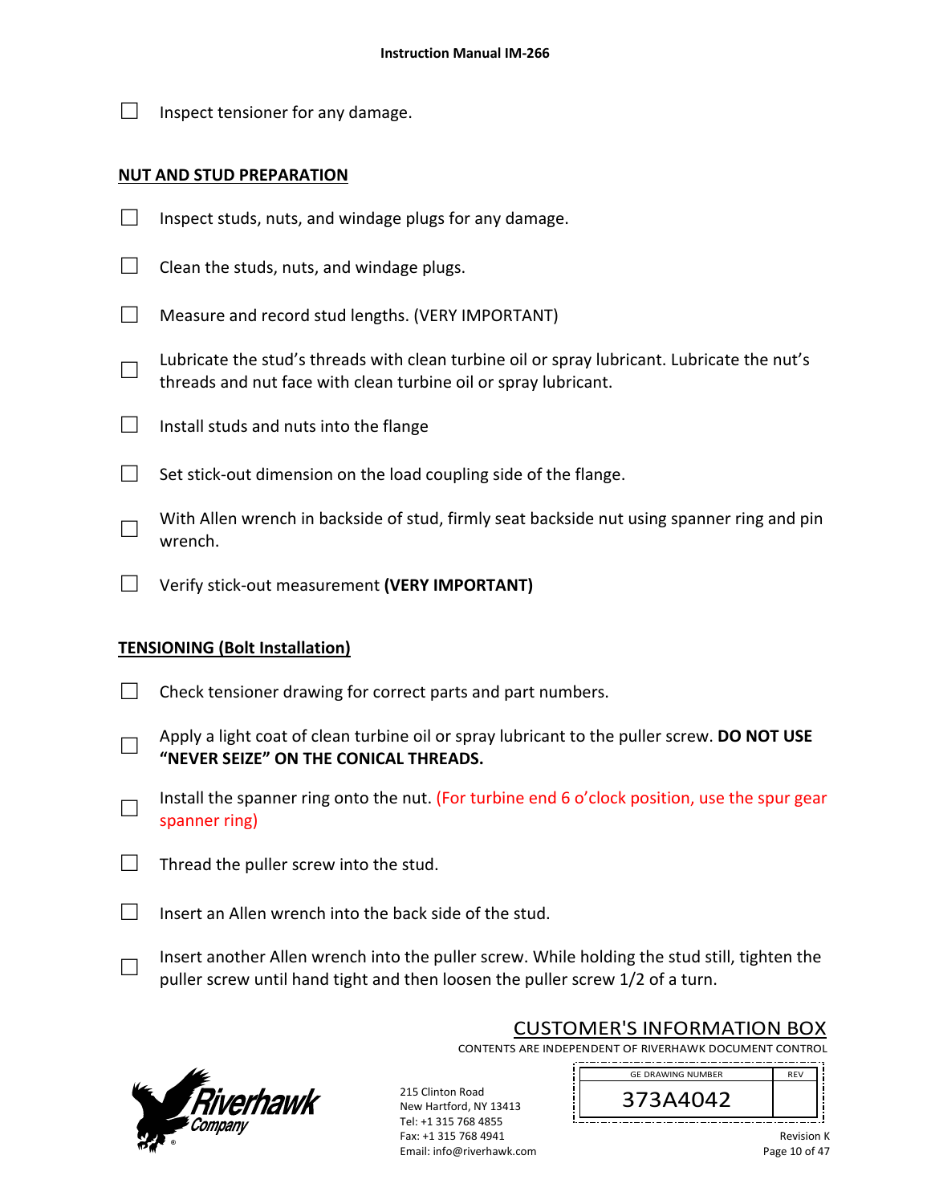☐ Inspect tensioner for any damage.

## NUT AND STUD PREPARATION

☐ Inspect studs, nuts, and windage plugs for any damage.

☐ Clean the studs, nuts, and windage plugs.

☐ Measure and record stud lengths. (VERY IMPORTANT)

☐ Lubricate the stud's threads with clean turbine oil or spray lubricant. Lubricate the nut's threads and nut face with clean turbine oil or spray lubricant.

☐ Install studs and nuts into the flange

☐ Set stick-out dimension on the load coupling side of the flange.

☐ With Allen wrench in backside of stud, firmly seat backside nut using spanner ring and pin wrench.

☐ Verify stick-out measurement **(VERY IMPORTANT)**

## TENSIONING (Bolt Installation)

☐ Check tensioner drawing for correct parts and part numbers.

☐ Apply a light coat of clean turbine oil or spray lubricant to the puller screw. **DO NOT USE "NEVER SEIZE" ON THE CONICAL THREADS.**

☐ Install the spanner ring onto the nut. (For turbine end 6 o'clock position, use the spur gear spanner ring)

☐ Thread the puller screw into the stud.

☐ Insert an Allen wrench into the back side of the stud.

☐ Insert another Allen wrench into the puller screw. While holding the stud still, tighten the puller screw until hand tight and then loosen the puller screw 1/2 of a turn.

CUSTOMER'S INFORMATION BOX
CONTENTS ARE INDEPENDENT OF RIVERHAWK DOCUMENT CONTROL

| GE DRAWING NUMBER | REV |
| --- | --- |
| 373A4042 | |

215 Clinton Road
New Hartford, NY 13413
Tel: +1 315 768 4855
Fax: +1 315 768 4941
Email: info@riverhawk.com

Revision K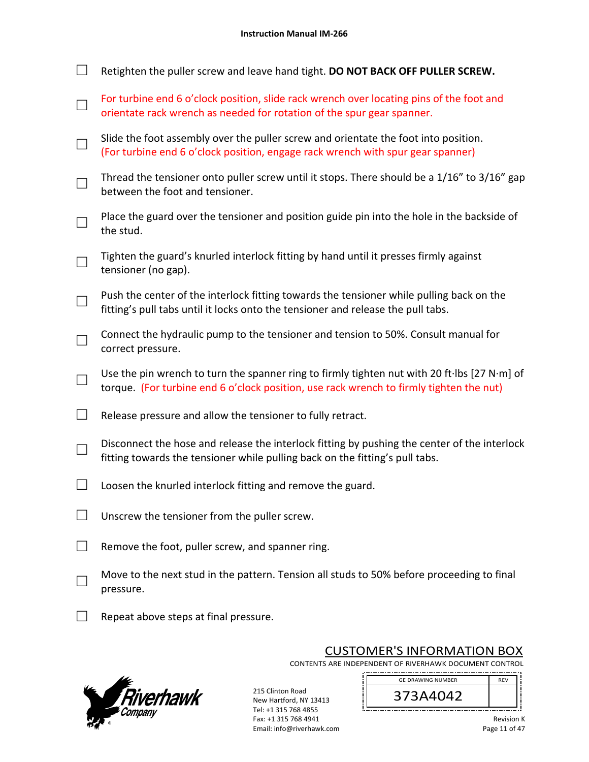- [ ] Retighten the puller screw and leave hand tight. **DO NOT BACK OFF PULLER SCREW.**
- [ ] For turbine end 6 o'clock position, slide rack wrench over locating pins of the foot and orientate rack wrench as needed for rotation of the spur gear spanner.
- [ ] Slide the foot assembly over the puller screw and orientate the foot into position. (For turbine end 6 o'clock position, engage rack wrench with spur gear spanner)
- [ ] Thread the tensioner onto puller screw until it stops. There should be a 1/16" to 3/16" gap between the foot and tensioner.
- [ ] Place the guard over the tensioner and position guide pin into the hole in the backside of the stud.
- [ ] Tighten the guard's knurled interlock fitting by hand until it presses firmly against tensioner (no gap).
- [ ] Push the center of the interlock fitting towards the tensioner while pulling back on the fitting's pull tabs until it locks onto the tensioner and release the pull tabs.
- [ ] Connect the hydraulic pump to the tensioner and tension to 50%. Consult manual for correct pressure.
- [ ] Use the pin wrench to turn the spanner ring to firmly tighten nut with 20 ft·lbs [27 N·m] of torque. (For turbine end 6 o'clock position, use rack wrench to firmly tighten the nut)
- [ ] Release pressure and allow the tensioner to fully retract.
- [ ] Disconnect the hose and release the interlock fitting by pushing the center of the interlock fitting towards the tensioner while pulling back on the fitting's pull tabs.
- [ ] Loosen the knurled interlock fitting and remove the guard.
- [ ] Unscrew the tensioner from the puller screw.
- [ ] Remove the foot, puller screw, and spanner ring.
- [ ] Move to the next stud in the pattern. Tension all studs to 50% before proceeding to final pressure.
- [ ] Repeat above steps at final pressure.

CUSTOMER'S INFORMATION BOX
CONTENTS ARE INDEPENDENT OF RIVERHAWK DOCUMENT CONTROL

| GE DRAWING NUMBER | REV |
|---|---|
| 373A4042 | |

Riverhawk Company
215 Clinton Road
New Hartford, NY 13413
Tel: +1 315 768 4855
Fax: +1 315 768 4941
Email: info@riverhawk.com

Revision K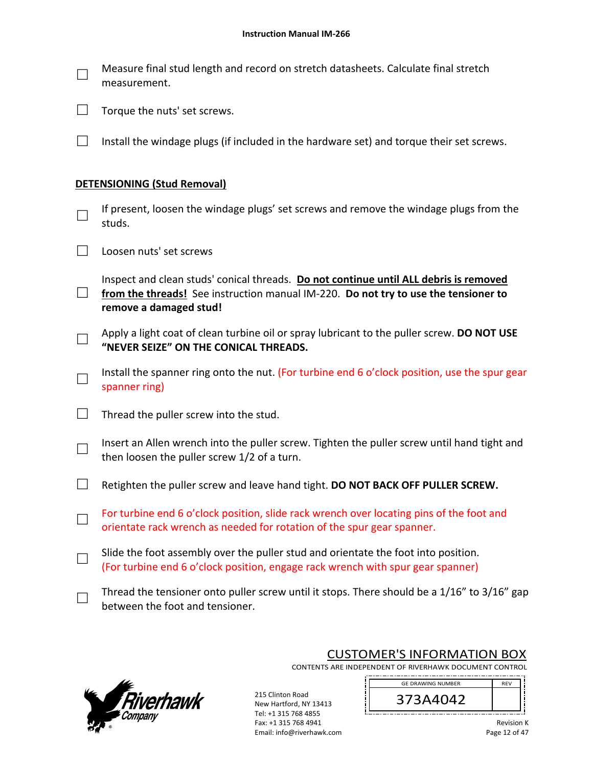- ☐ Measure final stud length and record on stretch datasheets. Calculate final stretch measurement.
- ☐ Torque the nuts' set screws.
- ☐ Install the windage plugs (if included in the hardware set) and torque their set screws.

## DETENSIONING (Stud Removal)

- ☐ If present, loosen the windage plugs' set screws and remove the windage plugs from the studs.
- ☐ Loosen nuts' set screws
- ☐ Inspect and clean studs' conical threads. **Do not continue until ALL debris is removed from the threads!** See instruction manual IM-220. **Do not try to use the tensioner to remove a damaged stud!**
- ☐ Apply a light coat of clean turbine oil or spray lubricant to the puller screw. **DO NOT USE "NEVER SEIZE" ON THE CONICAL THREADS.**
- ☐ Install the spanner ring onto the nut. (For turbine end 6 o'clock position, use the spur gear spanner ring)
- ☐ Thread the puller screw into the stud.
- ☐ Insert an Allen wrench into the puller screw. Tighten the puller screw until hand tight and then loosen the puller screw 1/2 of a turn.
- ☐ Retighten the puller screw and leave hand tight. **DO NOT BACK OFF PULLER SCREW.**
- ☐ For turbine end 6 o'clock position, slide rack wrench over locating pins of the foot and orientate rack wrench as needed for rotation of the spur gear spanner.
- ☐ Slide the foot assembly over the puller stud and orientate the foot into position. (For turbine end 6 o'clock position, engage rack wrench with spur gear spanner)
- ☐ Thread the tensioner onto puller screw until it stops. There should be a 1/16" to 3/16" gap between the foot and tensioner.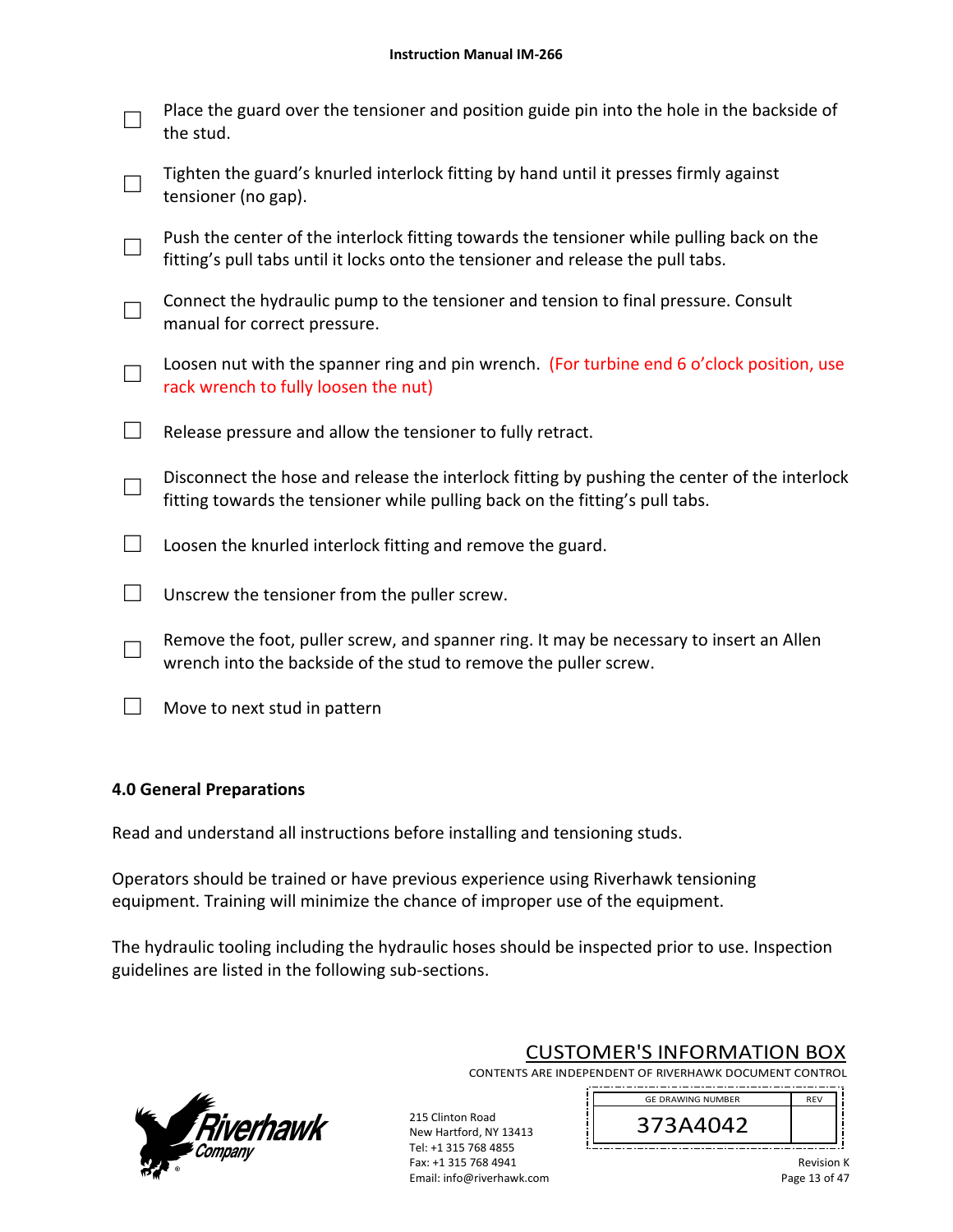- ☐ Place the guard over the tensioner and position guide pin into the hole in the backside of the stud.
- ☐ Tighten the guard's knurled interlock fitting by hand until it presses firmly against tensioner (no gap).
- ☐ Push the center of the interlock fitting towards the tensioner while pulling back on the fitting's pull tabs until it locks onto the tensioner and release the pull tabs.
- ☐ Connect the hydraulic pump to the tensioner and tension to final pressure. Consult manual for correct pressure.
- ☐ Loosen nut with the spanner ring and pin wrench. (For turbine end 6 o'clock position, use rack wrench to fully loosen the nut)
- ☐ Release pressure and allow the tensioner to fully retract.
- ☐ Disconnect the hose and release the interlock fitting by pushing the center of the interlock fitting towards the tensioner while pulling back on the fitting's pull tabs.
- ☐ Loosen the knurled interlock fitting and remove the guard.
- ☐ Unscrew the tensioner from the puller screw.
- ☐ Remove the foot, puller screw, and spanner ring. It may be necessary to insert an Allen wrench into the backside of the stud to remove the puller screw.
- ☐ Move to next stud in pattern

## 4.0 General Preparations

Read and understand all instructions before installing and tensioning studs.

Operators should be trained or have previous experience using Riverhawk tensioning equipment. Training will minimize the chance of improper use of the equipment.

The hydraulic tooling including the hydraulic hoses should be inspected prior to use. Inspection guidelines are listed in the following sub-sections.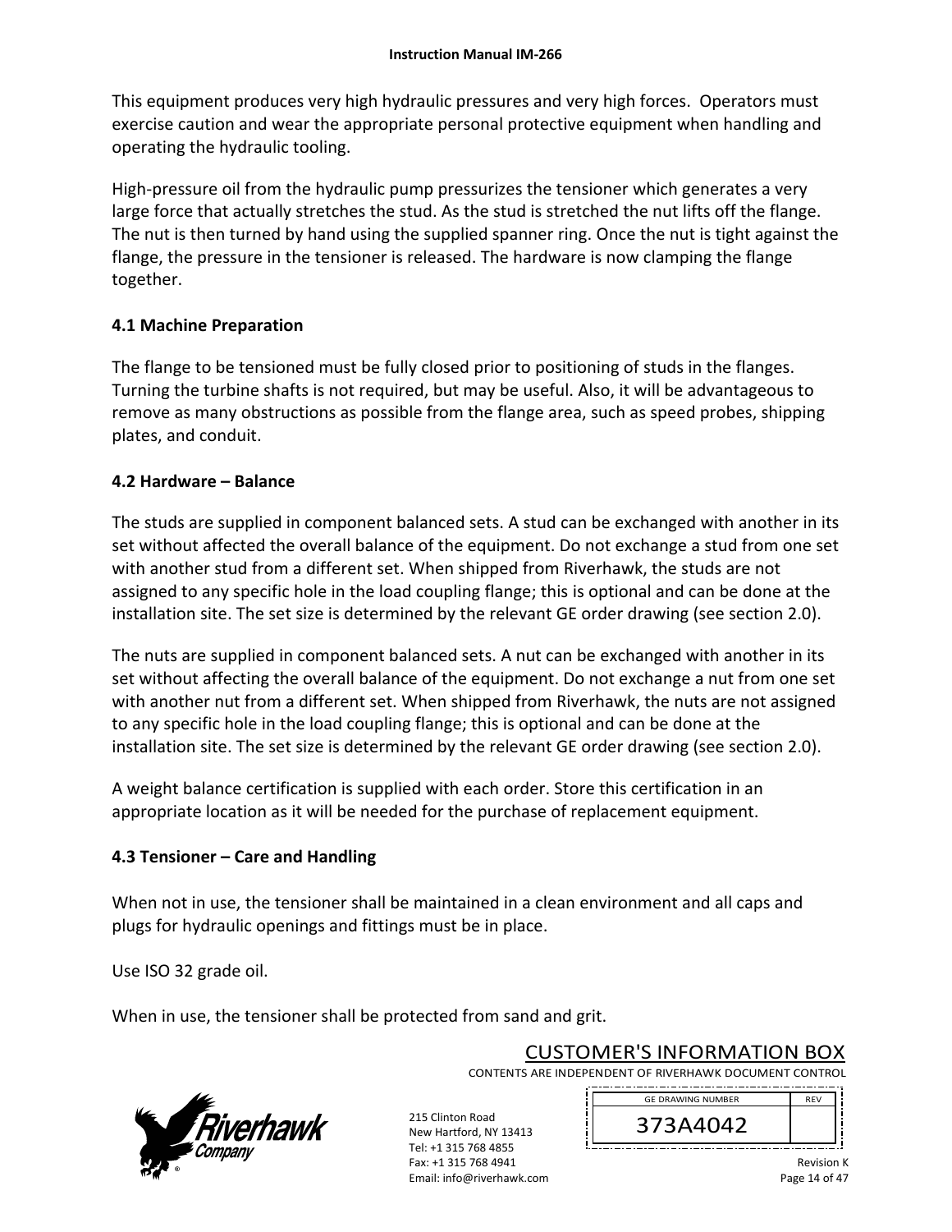This equipment produces very high hydraulic pressures and very high forces. Operators must exercise caution and wear the appropriate personal protective equipment when handling and operating the hydraulic tooling.

High-pressure oil from the hydraulic pump pressurizes the tensioner which generates a very large force that actually stretches the stud. As the stud is stretched the nut lifts off the flange. The nut is then turned by hand using the supplied spanner ring. Once the nut is tight against the flange, the pressure in the tensioner is released. The hardware is now clamping the flange together.

## 4.1 Machine Preparation

The flange to be tensioned must be fully closed prior to positioning of studs in the flanges. Turning the turbine shafts is not required, but may be useful. Also, it will be advantageous to remove as many obstructions as possible from the flange area, such as speed probes, shipping plates, and conduit.

## 4.2 Hardware – Balance

The studs are supplied in component balanced sets. A stud can be exchanged with another in its set without affected the overall balance of the equipment. Do not exchange a stud from one set with another stud from a different set. When shipped from Riverhawk, the studs are not assigned to any specific hole in the load coupling flange; this is optional and can be done at the installation site. The set size is determined by the relevant GE order drawing (see section 2.0).

The nuts are supplied in component balanced sets. A nut can be exchanged with another in its set without affecting the overall balance of the equipment. Do not exchange a nut from one set with another nut from a different set. When shipped from Riverhawk, the nuts are not assigned to any specific hole in the load coupling flange; this is optional and can be done at the installation site. The set size is determined by the relevant GE order drawing (see section 2.0).

A weight balance certification is supplied with each order. Store this certification in an appropriate location as it will be needed for the purchase of replacement equipment.

## 4.3 Tensioner – Care and Handling

When not in use, the tensioner shall be maintained in a clean environment and all caps and plugs for hydraulic openings and fittings must be in place.

Use ISO 32 grade oil.

When in use, the tensioner shall be protected from sand and grit.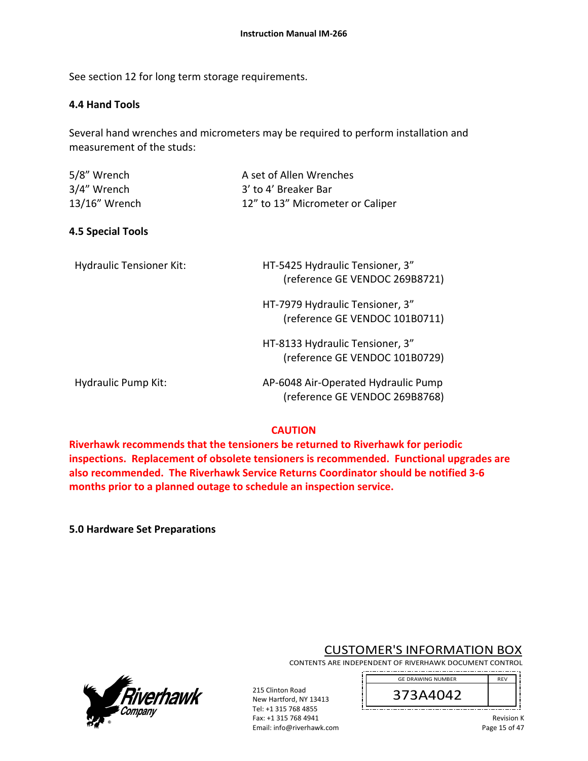See section 12 for long term storage requirements.

## 4.4 Hand Tools

Several hand wrenches and micrometers may be required to perform installation and measurement of the studs:

| | |
|---|---|
| 5/8" Wrench | A set of Allen Wrenches |
| 3/4" Wrench | 3' to 4' Breaker Bar |
| 13/16" Wrench | 12" to 13" Micrometer or Caliper |

## 4.5 Special Tools

| | |
|---|---|
| Hydraulic Tensioner Kit: | HT-5425 Hydraulic Tensioner, 3" (reference GE VENDOC 269B8721) |
| | HT-7979 Hydraulic Tensioner, 3" (reference GE VENDOC 101B0711) |
| | HT-8133 Hydraulic Tensioner, 3" (reference GE VENDOC 101B0729) |
| Hydraulic Pump Kit: | AP-6048 Air-Operated Hydraulic Pump (reference GE VENDOC 269B8768) |

**CAUTION**

**Riverhawk recommends that the tensioners be returned to Riverhawk for periodic inspections. Replacement of obsolete tensioners is recommended. Functional upgrades are also recommended. The Riverhawk Service Returns Coordinator should be notified 3-6 months prior to a planned outage to schedule an inspection service.**

## 5.0 Hardware Set Preparations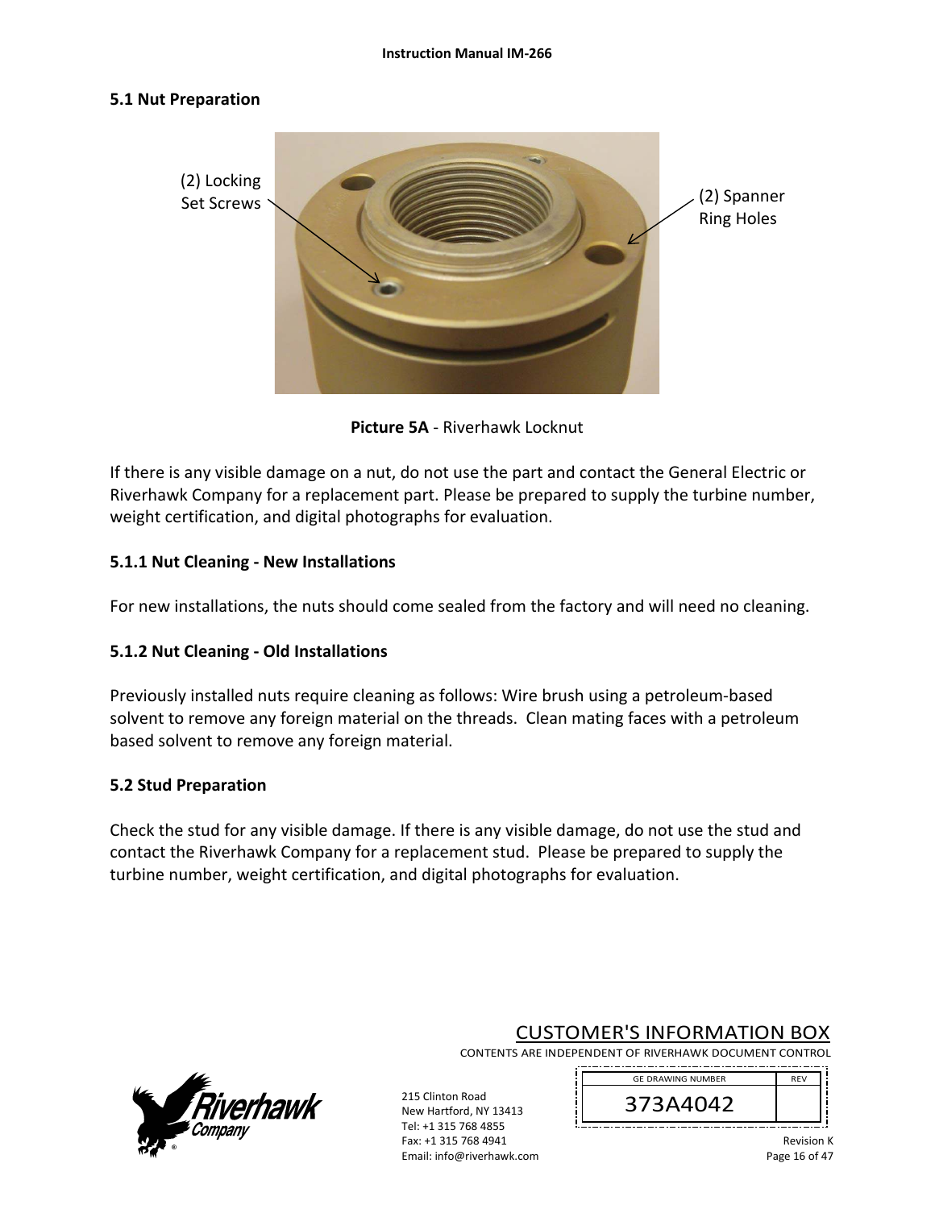## 5.1 Nut Preparation

(2) Locking Set Screws

(2) Spanner Ring Holes

**Picture 5A** - Riverhawk Locknut

If there is any visible damage on a nut, do not use the part and contact the General Electric or Riverhawk Company for a replacement part. Please be prepared to supply the turbine number, weight certification, and digital photographs for evaluation.

### 5.1.1 Nut Cleaning - New Installations

For new installations, the nuts should come sealed from the factory and will need no cleaning.

### 5.1.2 Nut Cleaning - Old Installations

Previously installed nuts require cleaning as follows: Wire brush using a petroleum-based solvent to remove any foreign material on the threads. Clean mating faces with a petroleum based solvent to remove any foreign material.

## 5.2 Stud Preparation

Check the stud for any visible damage. If there is any visible damage, do not use the stud and contact the Riverhawk Company for a replacement stud. Please be prepared to supply the turbine number, weight certification, and digital photographs for evaluation.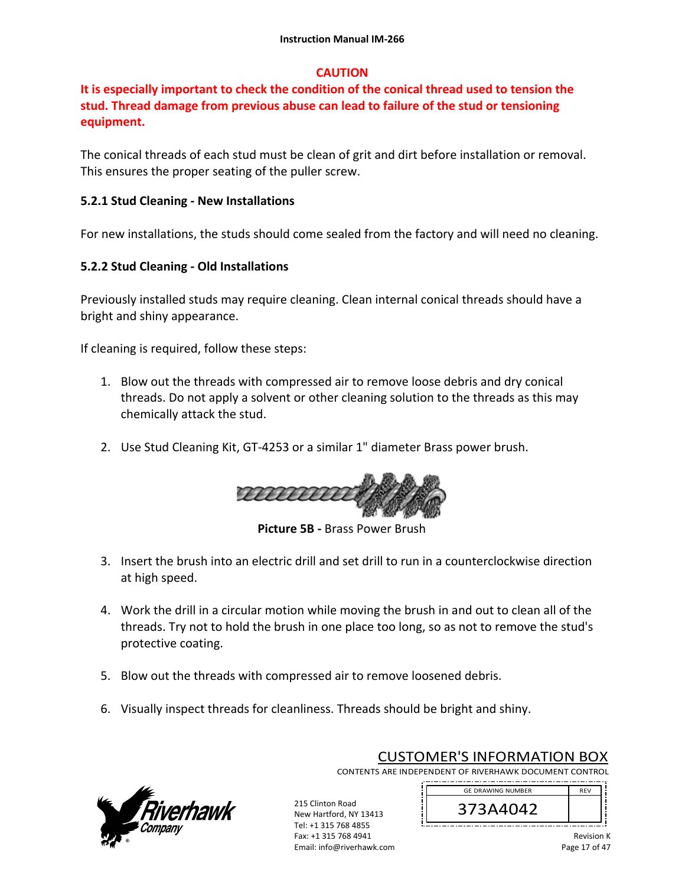**CAUTION**

**It is especially important to check the condition of the conical thread used to tension the stud. Thread damage from previous abuse can lead to failure of the stud or tensioning equipment.**

The conical threads of each stud must be clean of grit and dirt before installation or removal. This ensures the proper seating of the puller screw.

### 5.2.1 Stud Cleaning - New Installations

For new installations, the studs should come sealed from the factory and will need no cleaning.

### 5.2.2 Stud Cleaning - Old Installations

Previously installed studs may require cleaning. Clean internal conical threads should have a bright and shiny appearance.

If cleaning is required, follow these steps:

1. Blow out the threads with compressed air to remove loose debris and dry conical threads. Do not apply a solvent or other cleaning solution to the threads as this may chemically attack the stud.

2. Use Stud Cleaning Kit, GT-4253 or a similar 1" diameter Brass power brush.

**Picture 5B -** Brass Power Brush

3. Insert the brush into an electric drill and set drill to run in a counterclockwise direction at high speed.

4. Work the drill in a circular motion while moving the brush in and out to clean all of the threads. Try not to hold the brush in one place too long, so as not to remove the stud's protective coating.

5. Blow out the threads with compressed air to remove loosened debris.

6. Visually inspect threads for cleanliness. Threads should be bright and shiny.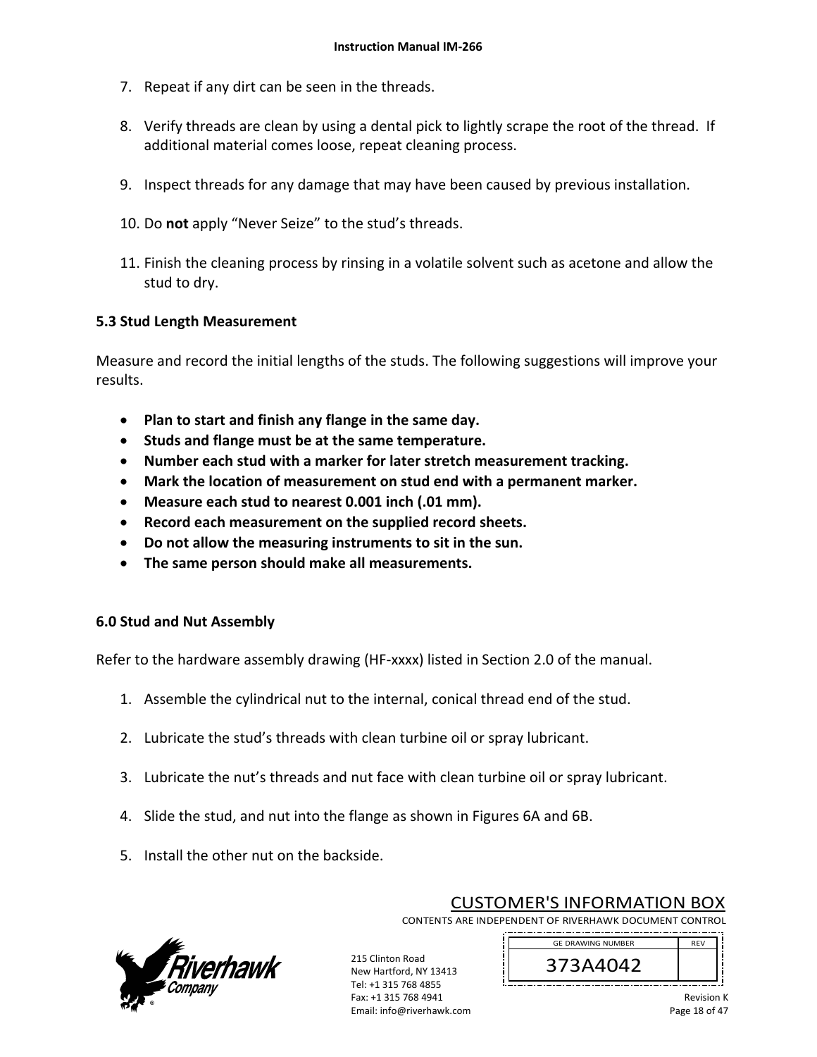7. Repeat if any dirt can be seen in the threads.

8. Verify threads are clean by using a dental pick to lightly scrape the root of the thread. If additional material comes loose, repeat cleaning process.

9. Inspect threads for any damage that may have been caused by previous installation.

10. Do **not** apply “Never Seize” to the stud’s threads.

11. Finish the cleaning process by rinsing in a volatile solvent such as acetone and allow the stud to dry.

**5.3 Stud Length Measurement**

Measure and record the initial lengths of the studs. The following suggestions will improve your results.

- **Plan to start and finish any flange in the same day.**
- **Studs and flange must be at the same temperature.**
- **Number each stud with a marker for later stretch measurement tracking.**
- **Mark the location of measurement on stud end with a permanent marker.**
- **Measure each stud to nearest 0.001 inch (.01 mm).**
- **Record each measurement on the supplied record sheets.**
- **Do not allow the measuring instruments to sit in the sun.**
- **The same person should make all measurements.**

**6.0 Stud and Nut Assembly**

Refer to the hardware assembly drawing (HF-xxxx) listed in Section 2.0 of the manual.

1. Assemble the cylindrical nut to the internal, conical thread end of the stud.

2. Lubricate the stud’s threads with clean turbine oil or spray lubricant.

3. Lubricate the nut’s threads and nut face with clean turbine oil or spray lubricant.

4. Slide the stud, and nut into the flange as shown in Figures 6A and 6B.

5. Install the other nut on the backside.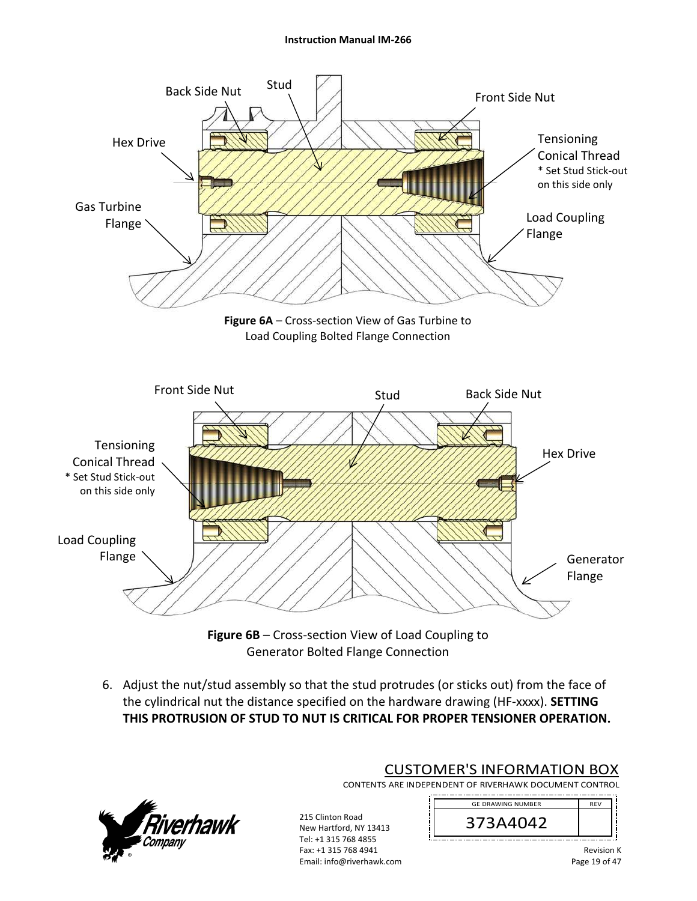Back Side Nut

Stud

Front Side Nut

Hex Drive

Tensioning Conical Thread
* Set Stud Stick-out on this side only

Gas Turbine Flange

Load Coupling Flange

**Figure 6A** – Cross-section View of Gas Turbine to Load Coupling Bolted Flange Connection

Front Side Nut

Stud

Back Side Nut

Tensioning Conical Thread
* Set Stud Stick-out on this side only

Hex Drive

Load Coupling Flange

Generator Flange

**Figure 6B** – Cross-section View of Load Coupling to Generator Bolted Flange Connection

6. Adjust the nut/stud assembly so that the stud protrudes (or sticks out) from the face of the cylindrical nut the distance specified on the hardware drawing (HF-xxxx). **SETTING THIS PROTRUSION OF STUD TO NUT IS CRITICAL FOR PROPER TENSIONER OPERATION.**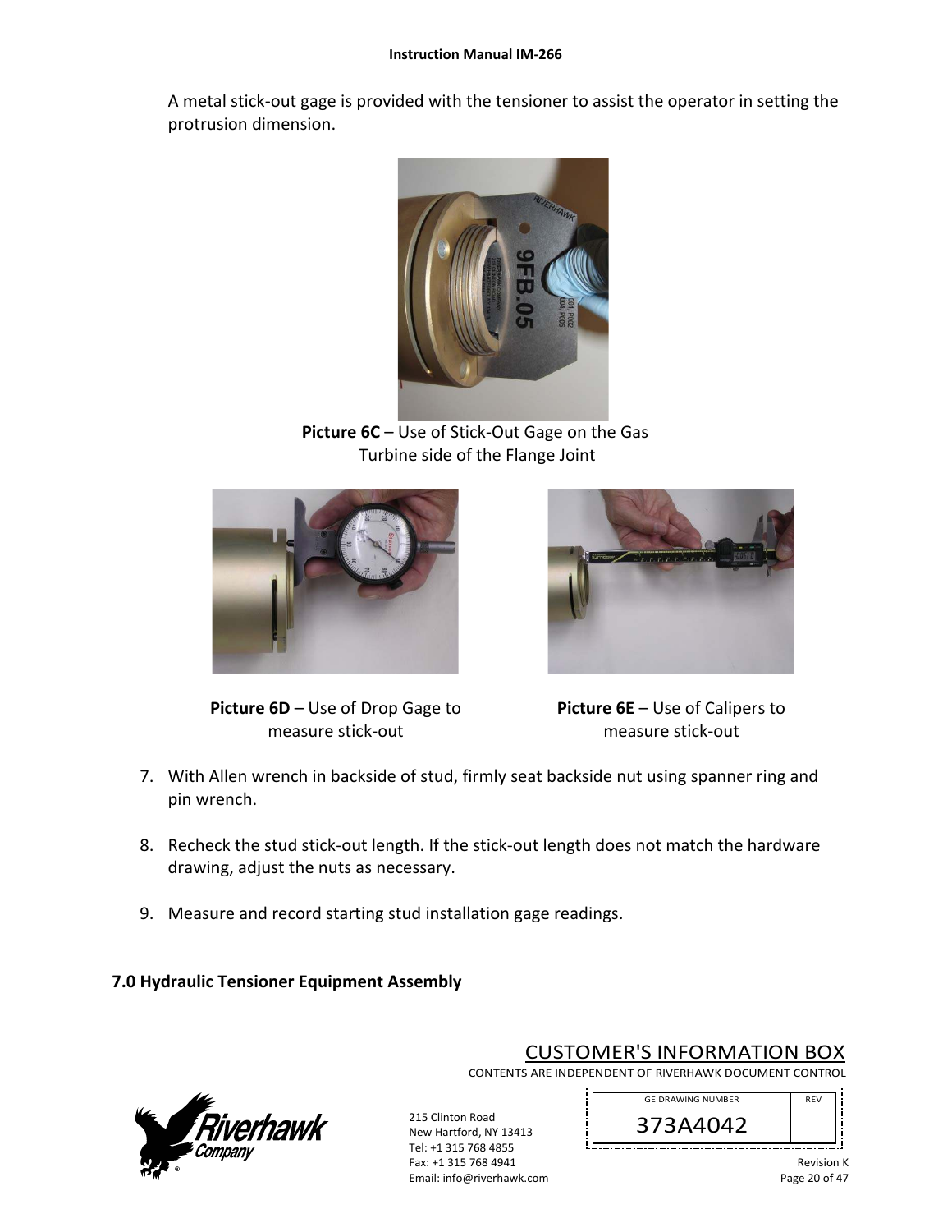A metal stick-out gage is provided with the tensioner to assist the operator in setting the protrusion dimension.

**Picture 6C** – Use of Stick-Out Gage on the Gas Turbine side of the Flange Joint

**Picture 6D** – Use of Drop Gage to measure stick-out

**Picture 6E** – Use of Calipers to measure stick-out

7. With Allen wrench in backside of stud, firmly seat backside nut using spanner ring and pin wrench.

8. Recheck the stud stick-out length. If the stick-out length does not match the hardware drawing, adjust the nuts as necessary.

9. Measure and record starting stud installation gage readings.

## 7.0 Hydraulic Tensioner Equipment Assembly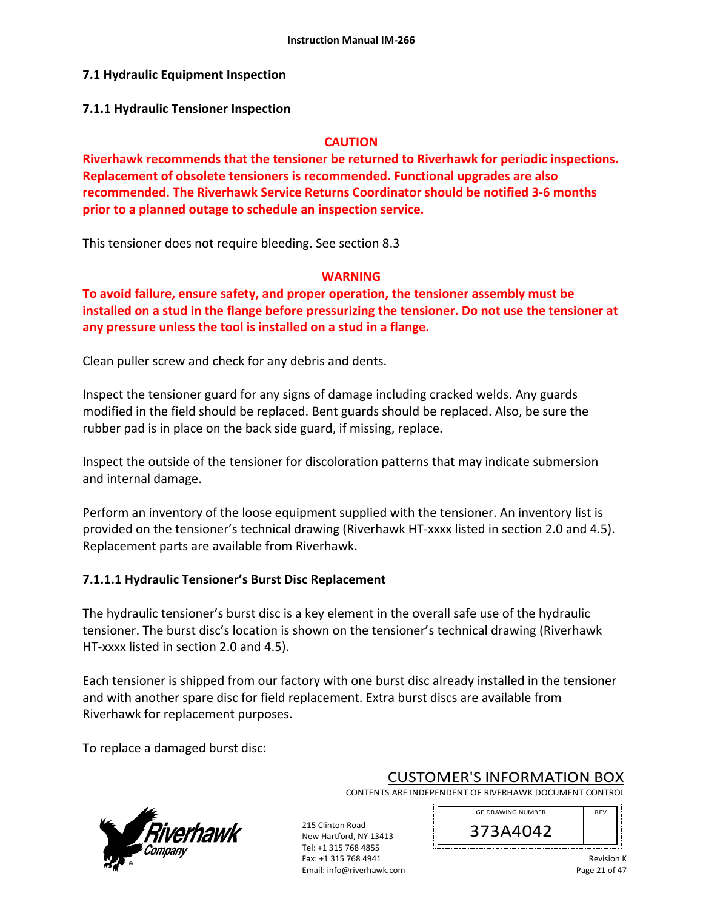## 7.1 Hydraulic Equipment Inspection

### 7.1.1 Hydraulic Tensioner Inspection

**CAUTION**

**Riverhawk recommends that the tensioner be returned to Riverhawk for periodic inspections. Replacement of obsolete tensioners is recommended. Functional upgrades are also recommended. The Riverhawk Service Returns Coordinator should be notified 3-6 months prior to a planned outage to schedule an inspection service.**

This tensioner does not require bleeding. See section 8.3

**WARNING**

**To avoid failure, ensure safety, and proper operation, the tensioner assembly must be installed on a stud in the flange before pressurizing the tensioner. Do not use the tensioner at any pressure unless the tool is installed on a stud in a flange.**

Clean puller screw and check for any debris and dents.

Inspect the tensioner guard for any signs of damage including cracked welds. Any guards modified in the field should be replaced. Bent guards should be replaced. Also, be sure the rubber pad is in place on the back side guard, if missing, replace.

Inspect the outside of the tensioner for discoloration patterns that may indicate submersion and internal damage.

Perform an inventory of the loose equipment supplied with the tensioner. An inventory list is provided on the tensioner's technical drawing (Riverhawk HT-xxxx listed in section 2.0 and 4.5). Replacement parts are available from Riverhawk.

#### 7.1.1.1 Hydraulic Tensioner's Burst Disc Replacement

The hydraulic tensioner's burst disc is a key element in the overall safe use of the hydraulic tensioner. The burst disc's location is shown on the tensioner's technical drawing (Riverhawk HT-xxxx listed in section 2.0 and 4.5).

Each tensioner is shipped from our factory with one burst disc already installed in the tensioner and with another spare disc for field replacement. Extra burst discs are available from Riverhawk for replacement purposes.

To replace a damaged burst disc: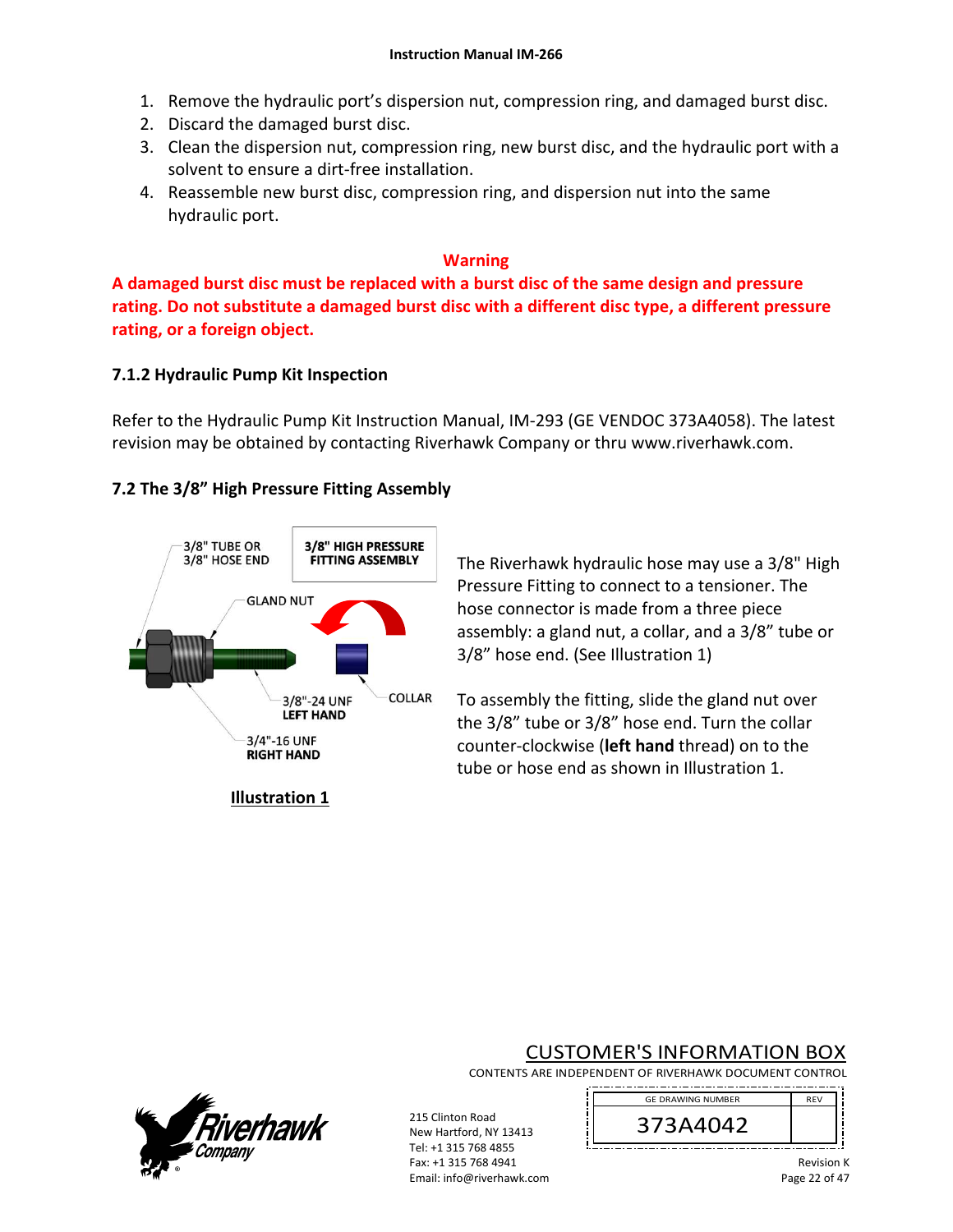1. Remove the hydraulic port's dispersion nut, compression ring, and damaged burst disc.
2. Discard the damaged burst disc.
3. Clean the dispersion nut, compression ring, new burst disc, and the hydraulic port with a solvent to ensure a dirt-free installation.
4. Reassemble new burst disc, compression ring, and dispersion nut into the same hydraulic port.

**Warning**

**A damaged burst disc must be replaced with a burst disc of the same design and pressure rating. Do not substitute a damaged burst disc with a different disc type, a different pressure rating, or a foreign object.**

### 7.1.2 Hydraulic Pump Kit Inspection

Refer to the Hydraulic Pump Kit Instruction Manual, IM-293 (GE VENDOC 373A4058). The latest revision may be obtained by contacting Riverhawk Company or thru www.riverhawk.com.

## 7.2 The 3/8" High Pressure Fitting Assembly

3/8" TUBE OR 3/8" HOSE END

**3/8" HIGH PRESSURE FITTING ASSEMBLY**

GLAND NUT

3/8"-24 UNF **LEFT HAND**

COLLAR

3/4"-16 UNF **RIGHT HAND**

**Illustration 1**

The Riverhawk hydraulic hose may use a 3/8" High Pressure Fitting to connect to a tensioner. The hose connector is made from a three piece assembly: a gland nut, a collar, and a 3/8" tube or 3/8" hose end. (See Illustration 1)

To assembly the fitting, slide the gland nut over the 3/8" tube or 3/8" hose end. Turn the collar counter-clockwise (**left hand** thread) on to the tube or hose end as shown in Illustration 1.

CUSTOMER'S INFORMATION BOX

CONTENTS ARE INDEPENDENT OF RIVERHAWK DOCUMENT CONTROL

| GE DRAWING NUMBER | REV |
|---|---|
| 373A4042 | |

215 Clinton Road
New Hartford, NY 13413
Tel: +1 315 768 4855
Fax: +1 315 768 4941
Email: info@riverhawk.com

Revision K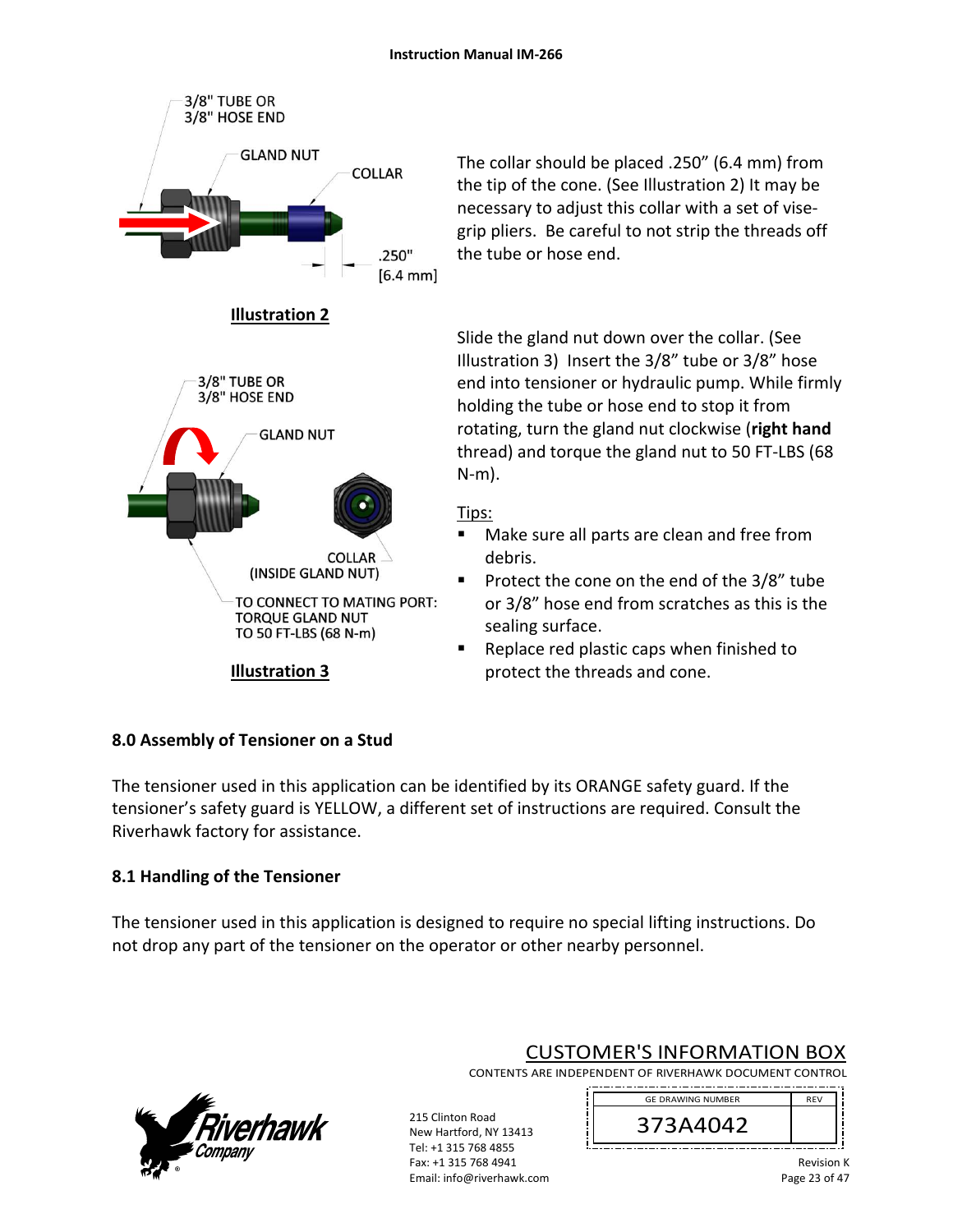The collar should be placed .250" (6.4 mm) from the tip of the cone. (See Illustration 2) It may be necessary to adjust this collar with a set of vise-grip pliers. Be careful to not strip the threads off the tube or hose end.

3/8" TUBE OR 3/8" HOSE END

GLAND NUT

COLLAR

.250" [6.4 mm]

**Illustration 2**

Slide the gland nut down over the collar. (See Illustration 3) Insert the 3/8" tube or 3/8" hose end into tensioner or hydraulic pump. While firmly holding the tube or hose end to stop it from rotating, turn the gland nut clockwise (**right hand** thread) and torque the gland nut to 50 FT-LBS (68 N-m).

3/8" TUBE OR 3/8" HOSE END

GLAND NUT

COLLAR (INSIDE GLAND NUT)

TO CONNECT TO MATING PORT: TORQUE GLAND NUT TO 50 FT-LBS (68 N-m)

**Illustration 3**

Tips:

- Make sure all parts are clean and free from debris.
- Protect the cone on the end of the 3/8" tube or 3/8" hose end from scratches as this is the sealing surface.
- Replace red plastic caps when finished to protect the threads and cone.

## 8.0 Assembly of Tensioner on a Stud

The tensioner used in this application can be identified by its ORANGE safety guard. If the tensioner's safety guard is YELLOW, a different set of instructions are required. Consult the Riverhawk factory for assistance.

## 8.1 Handling of the Tensioner

The tensioner used in this application is designed to require no special lifting instructions. Do not drop any part of the tensioner on the operator or other nearby personnel.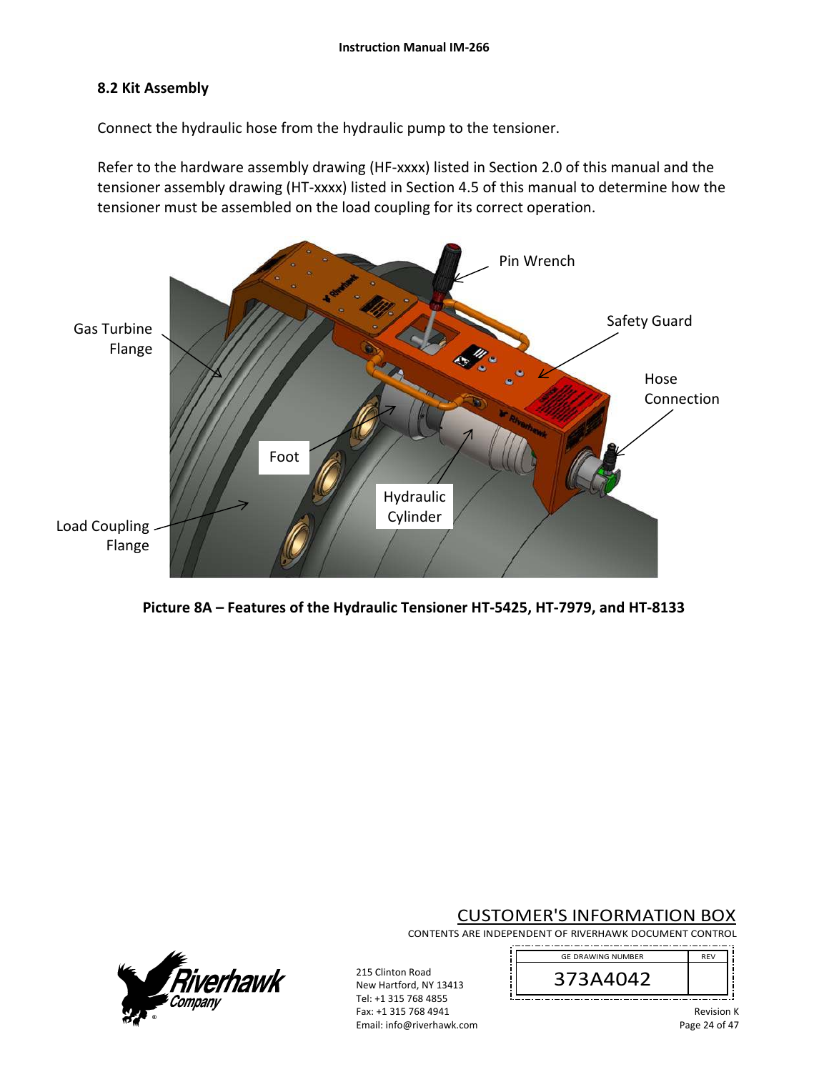## 8.2 Kit Assembly

Connect the hydraulic hose from the hydraulic pump to the tensioner.

Refer to the hardware assembly drawing (HF-xxxx) listed in Section 2.0 of this manual and the tensioner assembly drawing (HT-xxxx) listed in Section 4.5 of this manual to determine how the tensioner must be assembled on the load coupling for its correct operation.

Pin Wrench

Safety Guard

Gas Turbine Flange

Hose Connection

Foot

Hydraulic Cylinder

Load Coupling Flange

**Picture 8A – Features of the Hydraulic Tensioner HT-5425, HT-7979, and HT-8133**

CUSTOMER'S INFORMATION BOX

CONTENTS ARE INDEPENDENT OF RIVERHAWK DOCUMENT CONTROL

| GE DRAWING NUMBER | REV |
|---|---|
| 373A4042 | |

215 Clinton Road
New Hartford, NY 13413
Tel: +1 315 768 4855
Fax: +1 315 768 4941
Email: info@riverhawk.com

Revision K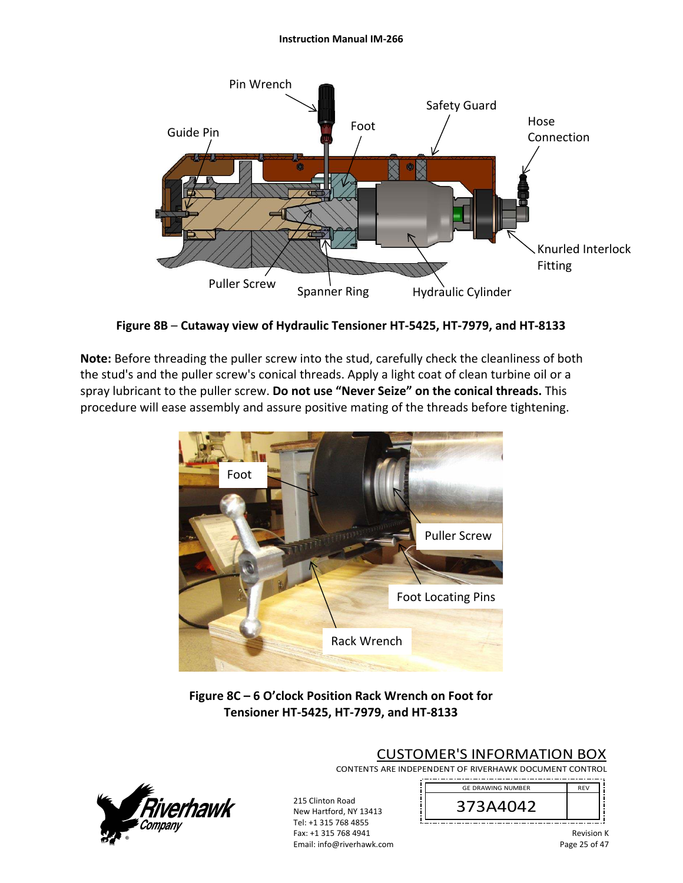**Figure 8B** – **Cutaway view of Hydraulic Tensioner HT-5425, HT-7979, and HT-8133**

**Note:** Before threading the puller screw into the stud, carefully check the cleanliness of both the stud's and the puller screw's conical threads. Apply a light coat of clean turbine oil or a spray lubricant to the puller screw. **Do not use "Never Seize" on the conical threads.** This procedure will ease assembly and assure positive mating of the threads before tightening.

**Figure 8C – 6 O'clock Position Rack Wrench on Foot for Tensioner HT-5425, HT-7979, and HT-8133**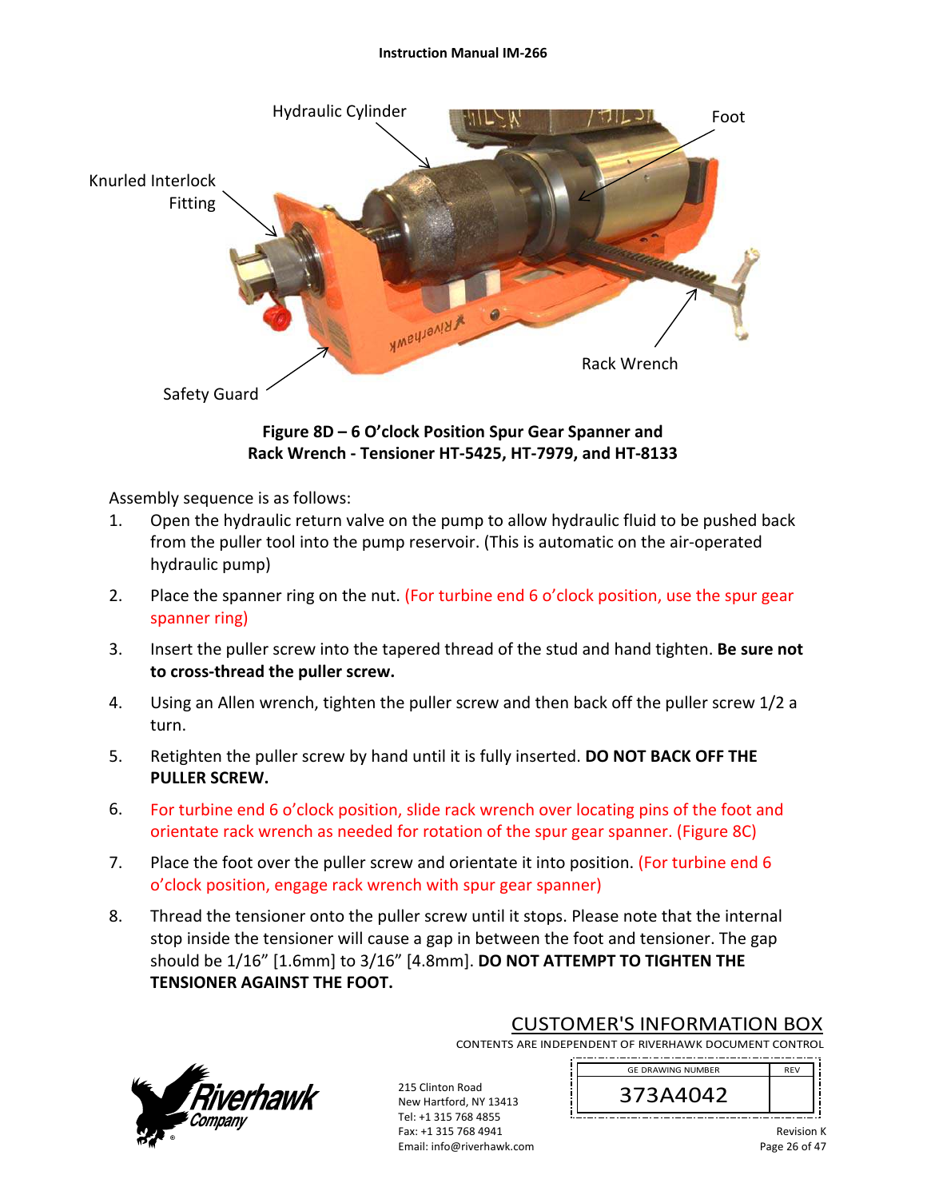**Figure 8D – 6 O'clock Position Spur Gear Spanner and Rack Wrench - Tensioner HT-5425, HT-7979, and HT-8133**

Assembly sequence is as follows:

1. Open the hydraulic return valve on the pump to allow hydraulic fluid to be pushed back from the puller tool into the pump reservoir. (This is automatic on the air-operated hydraulic pump)
2. Place the spanner ring on the nut. (For turbine end 6 o'clock position, use the spur gear spanner ring)
3. Insert the puller screw into the tapered thread of the stud and hand tighten. **Be sure not to cross-thread the puller screw.**
4. Using an Allen wrench, tighten the puller screw and then back off the puller screw 1/2 a turn.
5. Retighten the puller screw by hand until it is fully inserted. **DO NOT BACK OFF THE PULLER SCREW.**
6. For turbine end 6 o'clock position, slide rack wrench over locating pins of the foot and orientate rack wrench as needed for rotation of the spur gear spanner. (Figure 8C)
7. Place the foot over the puller screw and orientate it into position. (For turbine end 6 o'clock position, engage rack wrench with spur gear spanner)
8. Thread the tensioner onto the puller screw until it stops. Please note that the internal stop inside the tensioner will cause a gap in between the foot and tensioner. The gap should be 1/16" [1.6mm] to 3/16" [4.8mm]. **DO NOT ATTEMPT TO TIGHTEN THE TENSIONER AGAINST THE FOOT.**

CUSTOMER'S INFORMATION BOX
CONTENTS ARE INDEPENDENT OF RIVERHAWK DOCUMENT CONTROL

215 Clinton Road
New Hartford, NY 13413
Tel: +1 315 768 4855
Fax: +1 315 768 4941
Email: info@riverhawk.com

| GE DRAWING NUMBER | REV |
|---|---|
| 373A4042 | |

Revision K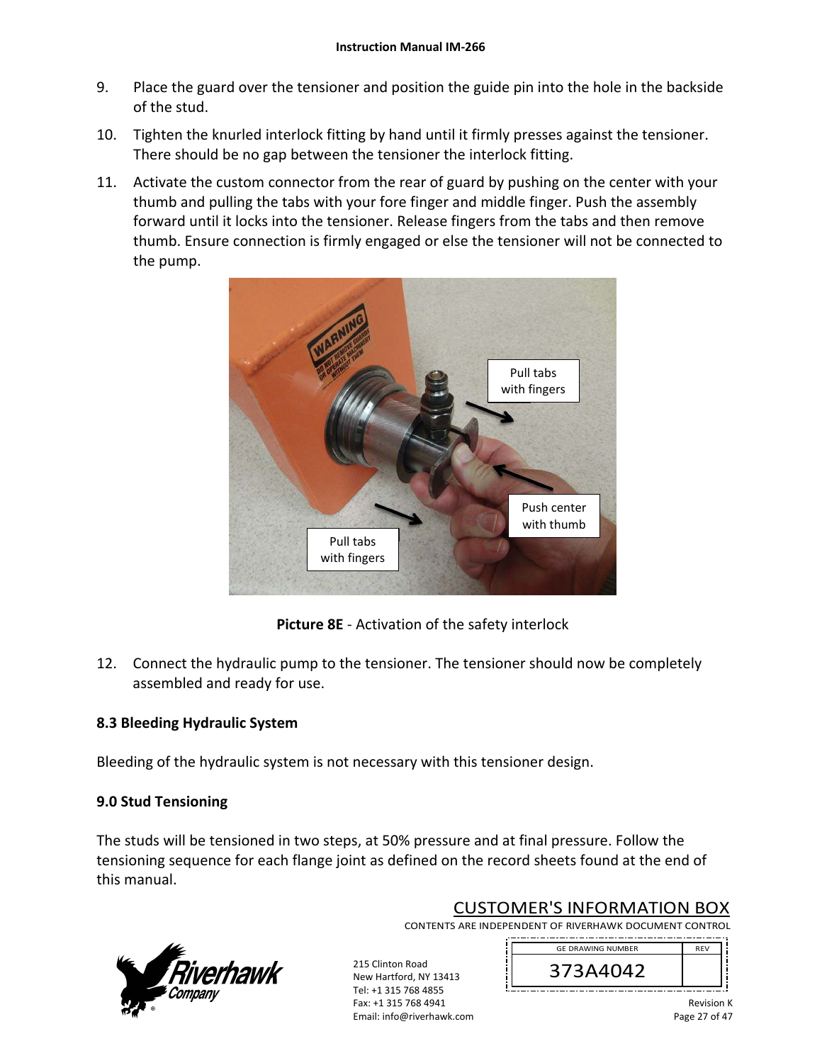9. Place the guard over the tensioner and position the guide pin into the hole in the backside of the stud.

10. Tighten the knurled interlock fitting by hand until it firmly presses against the tensioner. There should be no gap between the tensioner the interlock fitting.

11. Activate the custom connector from the rear of guard by pushing on the center with your thumb and pulling the tabs with your fore finger and middle finger. Push the assembly forward until it locks into the tensioner. Release fingers from the tabs and then remove thumb. Ensure connection is firmly engaged or else the tensioner will not be connected to the pump.

**Picture 8E** - Activation of the safety interlock

12. Connect the hydraulic pump to the tensioner. The tensioner should now be completely assembled and ready for use.

### 8.3 Bleeding Hydraulic System

Bleeding of the hydraulic system is not necessary with this tensioner design.

### 9.0 Stud Tensioning

The studs will be tensioned in two steps, at 50% pressure and at final pressure. Follow the tensioning sequence for each flange joint as defined on the record sheets found at the end of this manual.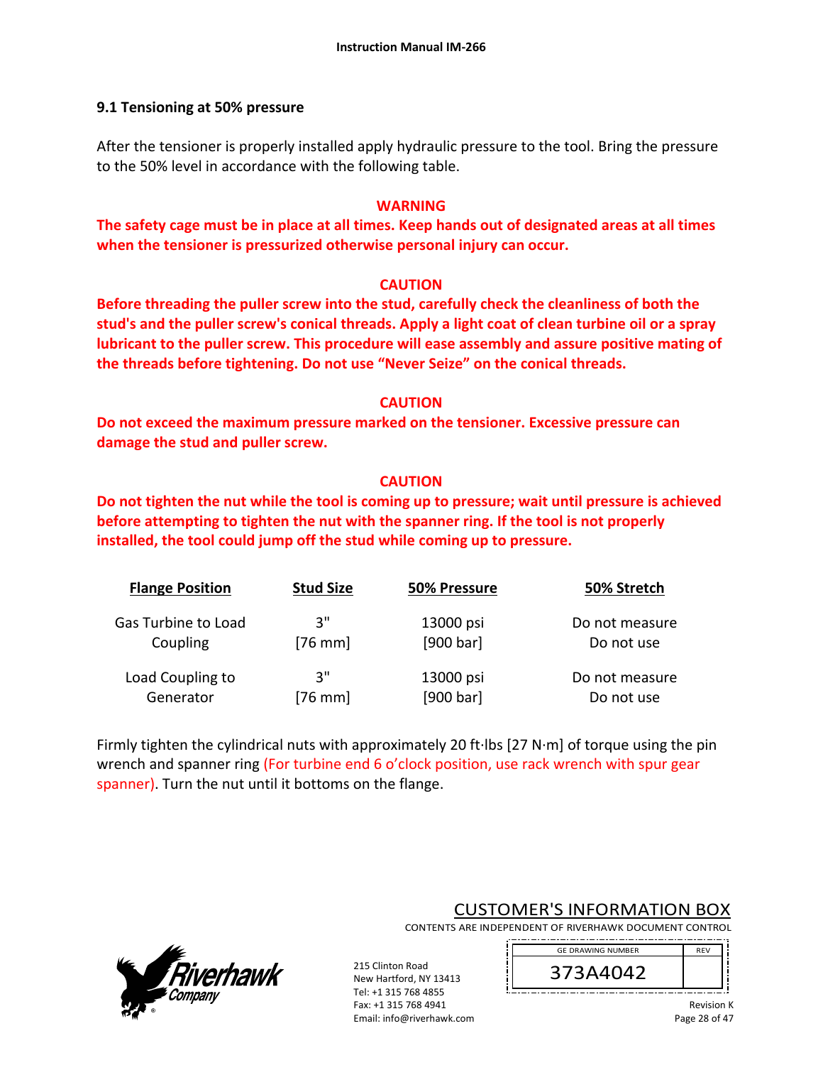## 9.1 Tensioning at 50% pressure

After the tensioner is properly installed apply hydraulic pressure to the tool. Bring the pressure to the 50% level in accordance with the following table.

**WARNING**

**The safety cage must be in place at all times. Keep hands out of designated areas at all times when the tensioner is pressurized otherwise personal injury can occur.**

**CAUTION**

**Before threading the puller screw into the stud, carefully check the cleanliness of both the stud's and the puller screw's conical threads. Apply a light coat of clean turbine oil or a spray lubricant to the puller screw. This procedure will ease assembly and assure positive mating of the threads before tightening. Do not use "Never Seize" on the conical threads.**

**CAUTION**

**Do not exceed the maximum pressure marked on the tensioner. Excessive pressure can damage the stud and puller screw.**

**CAUTION**

**Do not tighten the nut while the tool is coming up to pressure; wait until pressure is achieved before attempting to tighten the nut with the spanner ring. If the tool is not properly installed, the tool could jump off the stud while coming up to pressure.**

| Flange Position | Stud Size | 50% Pressure | 50% Stretch |
|---|---|---|---|
| Gas Turbine to Load Coupling | 3" [76 mm] | 13000 psi [900 bar] | Do not measure Do not use |
| Load Coupling to Generator | 3" [76 mm] | 13000 psi [900 bar] | Do not measure Do not use |

Firmly tighten the cylindrical nuts with approximately 20 ft·lbs [27 N·m] of torque using the pin wrench and spanner ring (For turbine end 6 o'clock position, use rack wrench with spur gear spanner). Turn the nut until it bottoms on the flange.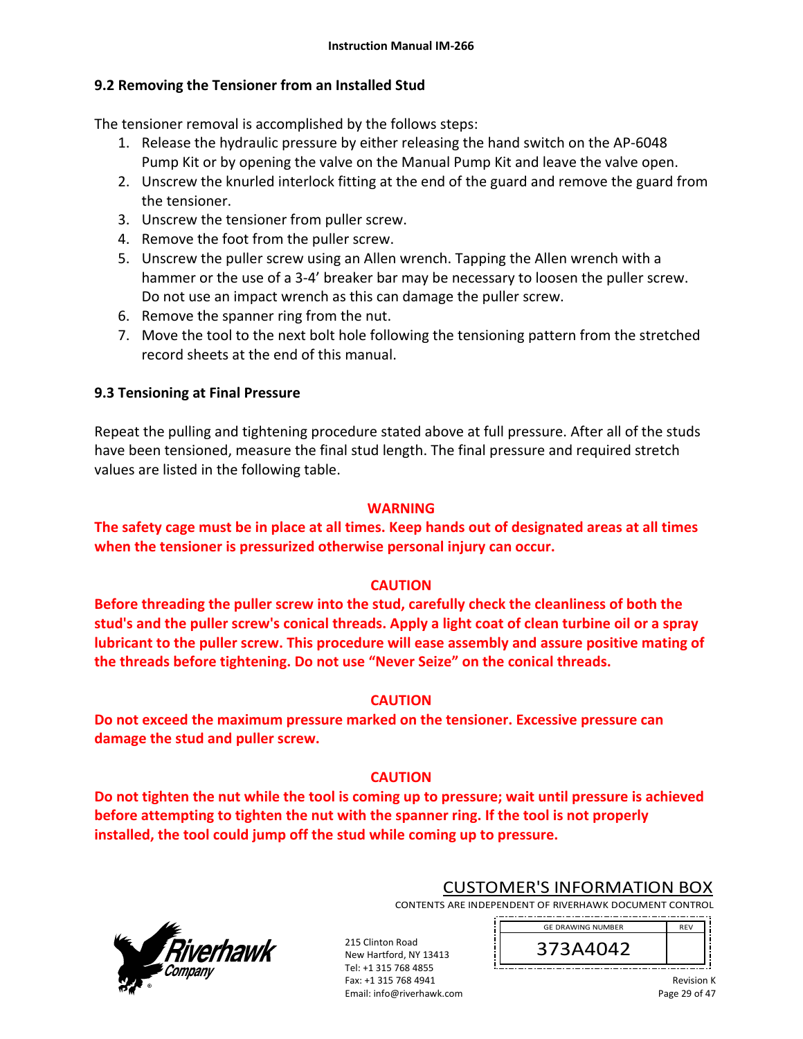## 9.2 Removing the Tensioner from an Installed Stud

The tensioner removal is accomplished by the follows steps:

1. Release the hydraulic pressure by either releasing the hand switch on the AP-6048 Pump Kit or by opening the valve on the Manual Pump Kit and leave the valve open.
2. Unscrew the knurled interlock fitting at the end of the guard and remove the guard from the tensioner.
3. Unscrew the tensioner from puller screw.
4. Remove the foot from the puller screw.
5. Unscrew the puller screw using an Allen wrench. Tapping the Allen wrench with a hammer or the use of a 3-4' breaker bar may be necessary to loosen the puller screw. Do not use an impact wrench as this can damage the puller screw.
6. Remove the spanner ring from the nut.
7. Move the tool to the next bolt hole following the tensioning pattern from the stretched record sheets at the end of this manual.

## 9.3 Tensioning at Final Pressure

Repeat the pulling and tightening procedure stated above at full pressure. After all of the studs have been tensioned, measure the final stud length. The final pressure and required stretch values are listed in the following table.

**WARNING**

**The safety cage must be in place at all times. Keep hands out of designated areas at all times when the tensioner is pressurized otherwise personal injury can occur.**

**CAUTION**

**Before threading the puller screw into the stud, carefully check the cleanliness of both the stud's and the puller screw's conical threads. Apply a light coat of clean turbine oil or a spray lubricant to the puller screw. This procedure will ease assembly and assure positive mating of the threads before tightening. Do not use "Never Seize" on the conical threads.**

**CAUTION**

**Do not exceed the maximum pressure marked on the tensioner. Excessive pressure can damage the stud and puller screw.**

**CAUTION**

**Do not tighten the nut while the tool is coming up to pressure; wait until pressure is achieved before attempting to tighten the nut with the spanner ring. If the tool is not properly installed, the tool could jump off the stud while coming up to pressure.**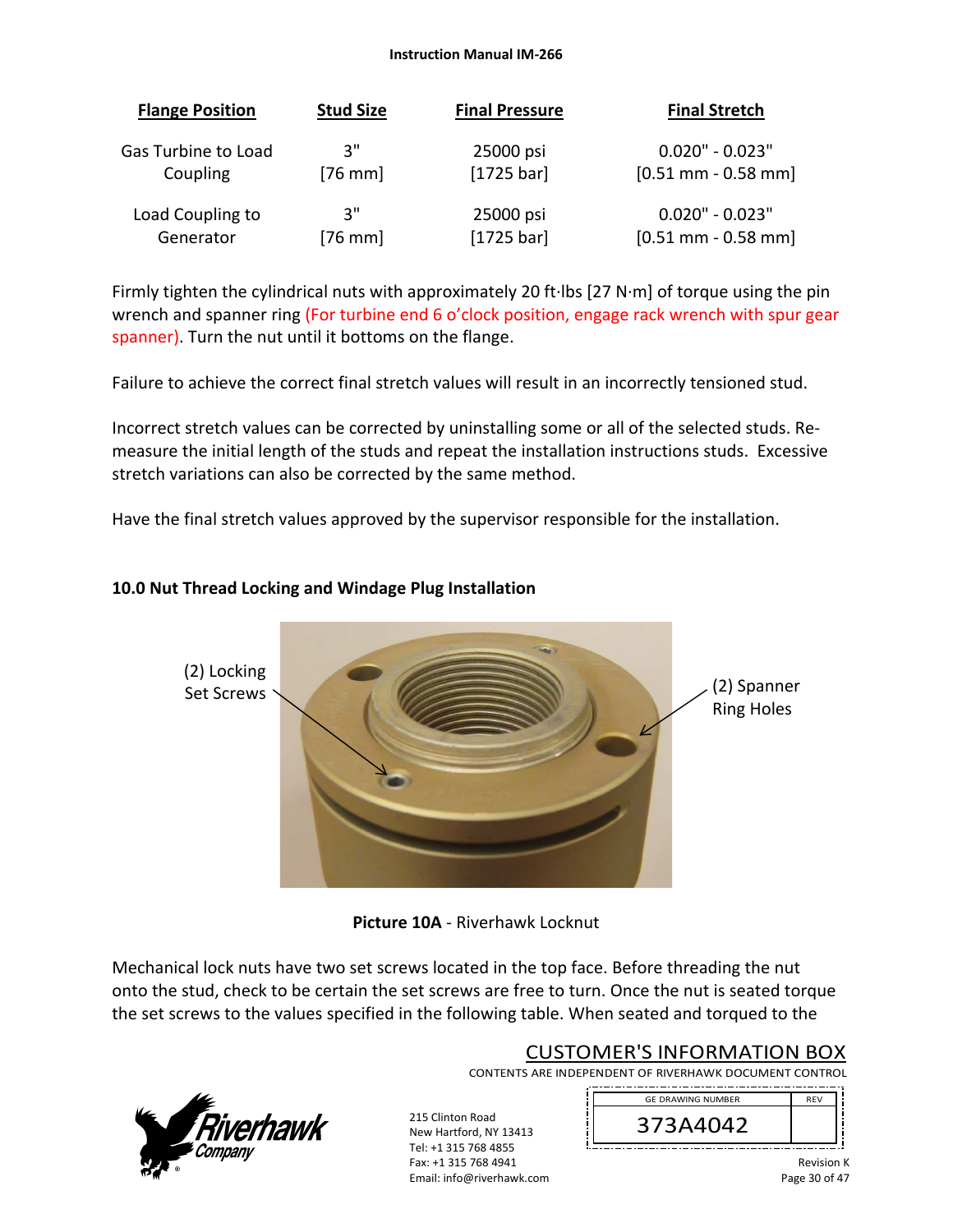| Flange Position | Stud Size | Final Pressure | Final Stretch |
|---|---|---|---|
| Gas Turbine to Load Coupling | 3" [76 mm] | 25000 psi [1725 bar] | 0.020" - 0.023" [0.51 mm - 0.58 mm] |
| Load Coupling to Generator | 3" [76 mm] | 25000 psi [1725 bar] | 0.020" - 0.023" [0.51 mm - 0.58 mm] |

Firmly tighten the cylindrical nuts with approximately 20 ft·lbs [27 N·m] of torque using the pin wrench and spanner ring (For turbine end 6 o'clock position, engage rack wrench with spur gear spanner). Turn the nut until it bottoms on the flange.

Failure to achieve the correct final stretch values will result in an incorrectly tensioned stud.

Incorrect stretch values can be corrected by uninstalling some or all of the selected studs. Re-measure the initial length of the studs and repeat the installation instructions studs. Excessive stretch variations can also be corrected by the same method.

Have the final stretch values approved by the supervisor responsible for the installation.

## 10.0 Nut Thread Locking and Windage Plug Installation

(2) Locking Set Screws

(2) Spanner Ring Holes

**Picture 10A** - Riverhawk Locknut

Mechanical lock nuts have two set screws located in the top face. Before threading the nut onto the stud, check to be certain the set screws are free to turn. Once the nut is seated torque the set screws to the values specified in the following table. When seated and torqued to the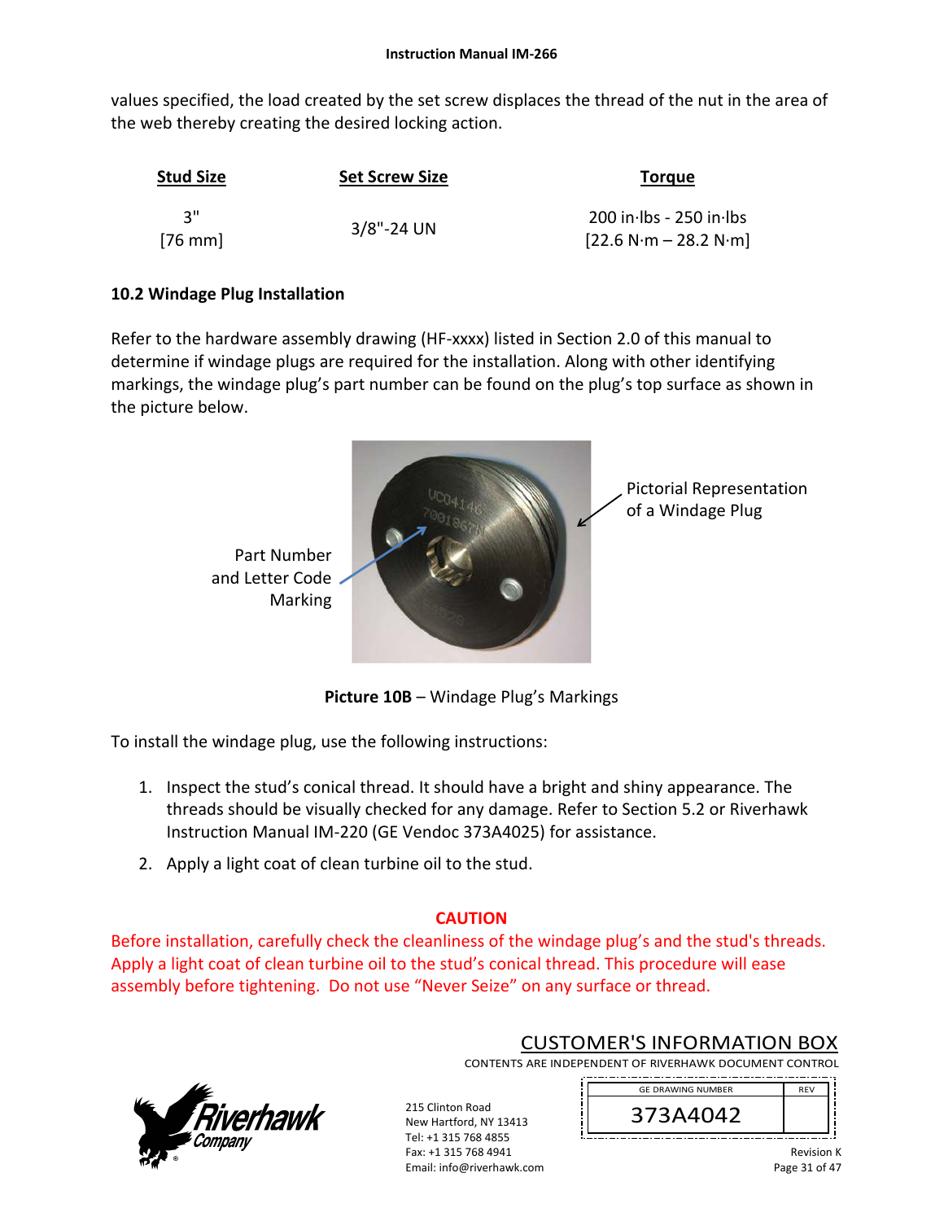values specified, the load created by the set screw displaces the thread of the nut in the area of the web thereby creating the desired locking action.

| Stud Size | Set Screw Size | Torque |
|---|---|---|
| 3" [76 mm] | 3/8"-24 UN | 200 in·lbs - 250 in·lbs [22.6 N·m – 28.2 N·m] |

### 10.2 Windage Plug Installation

Refer to the hardware assembly drawing (HF-xxxx) listed in Section 2.0 of this manual to determine if windage plugs are required for the installation. Along with other identifying markings, the windage plug's part number can be found on the plug's top surface as shown in the picture below.

Part Number and Letter Code Marking

Pictorial Representation of a Windage Plug

**Picture 10B** – Windage Plug's Markings

To install the windage plug, use the following instructions:

1. Inspect the stud's conical thread. It should have a bright and shiny appearance. The threads should be visually checked for any damage. Refer to Section 5.2 or Riverhawk Instruction Manual IM-220 (GE Vendoc 373A4025) for assistance.
2. Apply a light coat of clean turbine oil to the stud.

**CAUTION**

Before installation, carefully check the cleanliness of the windage plug's and the stud's threads. Apply a light coat of clean turbine oil to the stud's conical thread. This procedure will ease assembly before tightening. Do not use "Never Seize" on any surface or thread.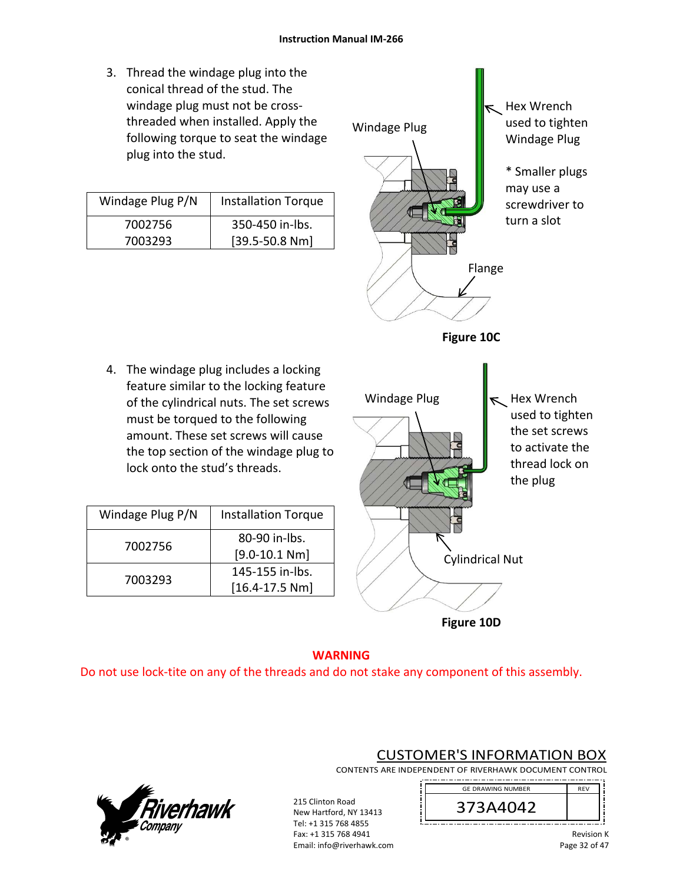3. Thread the windage plug into the conical thread of the stud. The windage plug must not be cross-threaded when installed. Apply the following torque to seat the windage plug into the stud.

| Windage Plug P/N | Installation Torque |
|---|---|
| 7002756<br>7003293 | 350-450 in-lbs.<br>[39.5-50.8 Nm] |

Windage Plug

Hex Wrench used to tighten Windage Plug

* Smaller plugs may use a screwdriver to turn a slot

Flange

**Figure 10C**

4. The windage plug includes a locking feature similar to the locking feature of the cylindrical nuts. The set screws must be torqued to the following amount. These set screws will cause the top section of the windage plug to lock onto the stud's threads.

| Windage Plug P/N | Installation Torque |
|---|---|
| 7002756 | 80-90 in-lbs.<br>[9.0-10.1 Nm] |
| 7003293 | 145-155 in-lbs.<br>[16.4-17.5 Nm] |

Windage Plug

Hex Wrench used to tighten the set screws to activate the thread lock on the plug

Cylindrical Nut

**Figure 10D**

**WARNING**

Do not use lock-tite on any of the threads and do not stake any component of this assembly.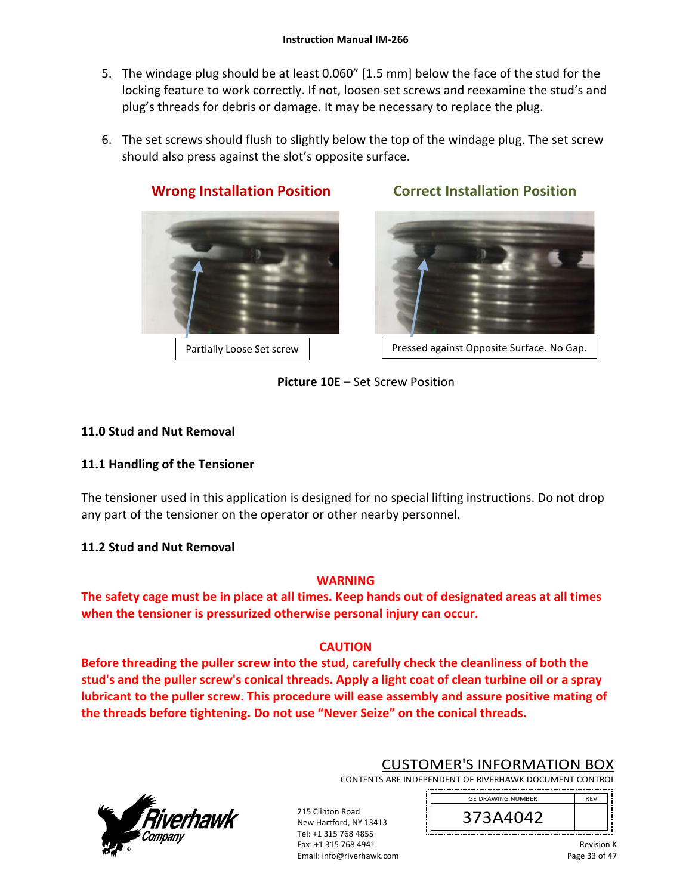5. The windage plug should be at least 0.060" [1.5 mm] below the face of the stud for the locking feature to work correctly. If not, loosen set screws and reexamine the stud's and plug's threads for debris or damage. It may be necessary to replace the plug.

6. The set screws should flush to slightly below the top of the windage plug. The set screw should also press against the slot's opposite surface.

**Wrong Installation Position** | **Correct Installation Position**

Partially Loose Set screw | Pressed against Opposite Surface. No Gap.

**Picture 10E –** Set Screw Position

## 11.0 Stud and Nut Removal

### 11.1 Handling of the Tensioner

The tensioner used in this application is designed for no special lifting instructions. Do not drop any part of the tensioner on the operator or other nearby personnel.

### 11.2 Stud and Nut Removal

**WARNING**

**The safety cage must be in place at all times. Keep hands out of designated areas at all times when the tensioner is pressurized otherwise personal injury can occur.**

**CAUTION**

**Before threading the puller screw into the stud, carefully check the cleanliness of both the stud's and the puller screw's conical threads. Apply a light coat of clean turbine oil or a spray lubricant to the puller screw. This procedure will ease assembly and assure positive mating of the threads before tightening. Do not use "Never Seize" on the conical threads.**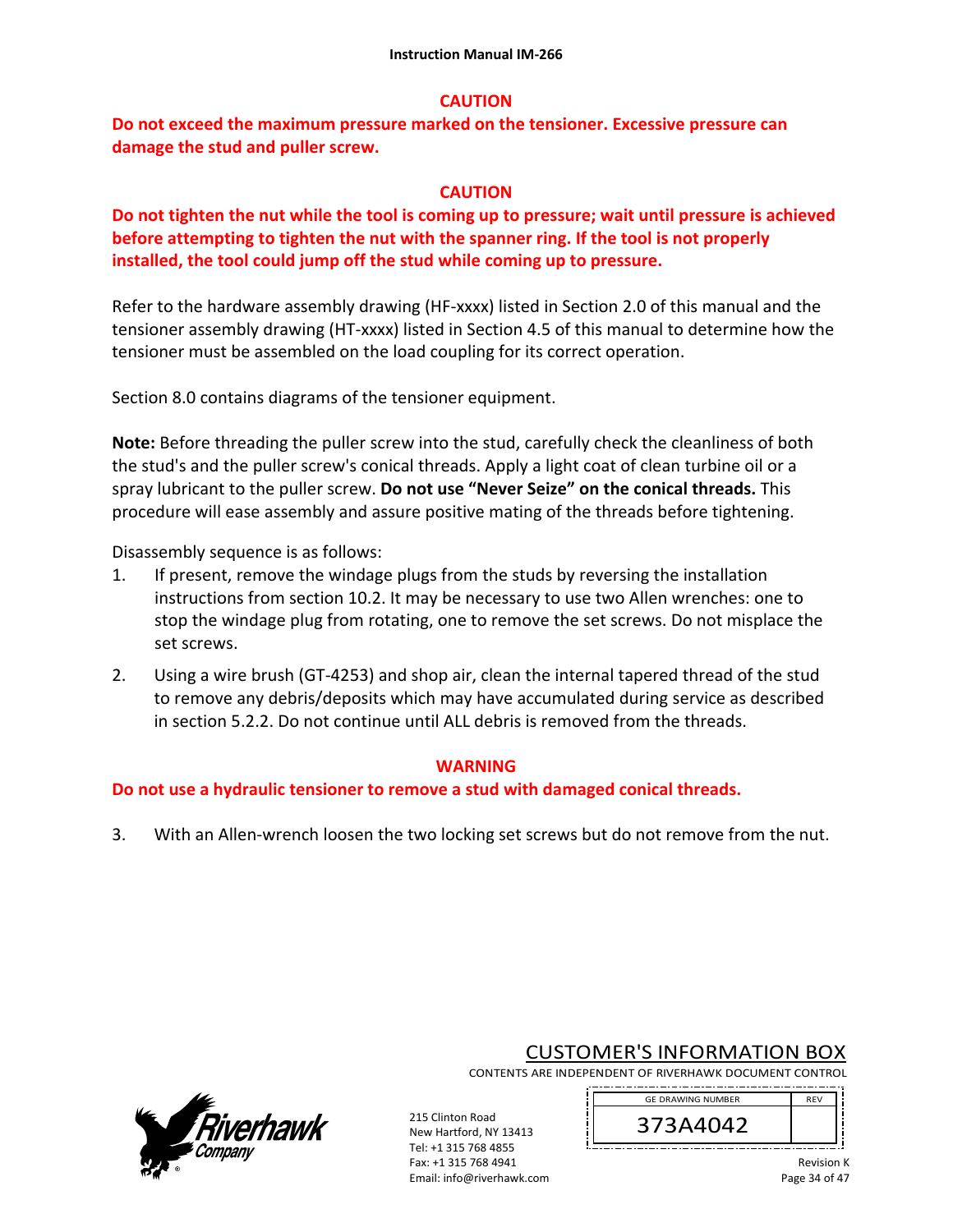**CAUTION**

**Do not exceed the maximum pressure marked on the tensioner. Excessive pressure can damage the stud and puller screw.**

**CAUTION**

**Do not tighten the nut while the tool is coming up to pressure; wait until pressure is achieved before attempting to tighten the nut with the spanner ring. If the tool is not properly installed, the tool could jump off the stud while coming up to pressure.**

Refer to the hardware assembly drawing (HF-xxxx) listed in Section 2.0 of this manual and the tensioner assembly drawing (HT-xxxx) listed in Section 4.5 of this manual to determine how the tensioner must be assembled on the load coupling for its correct operation.

Section 8.0 contains diagrams of the tensioner equipment.

**Note:** Before threading the puller screw into the stud, carefully check the cleanliness of both the stud's and the puller screw's conical threads. Apply a light coat of clean turbine oil or a spray lubricant to the puller screw. **Do not use "Never Seize" on the conical threads.** This procedure will ease assembly and assure positive mating of the threads before tightening.

Disassembly sequence is as follows:

1. If present, remove the windage plugs from the studs by reversing the installation instructions from section 10.2. It may be necessary to use two Allen wrenches: one to stop the windage plug from rotating, one to remove the set screws. Do not misplace the set screws.
2. Using a wire brush (GT-4253) and shop air, clean the internal tapered thread of the stud to remove any debris/deposits which may have accumulated during service as described in section 5.2.2. Do not continue until ALL debris is removed from the threads.

**WARNING**

**Do not use a hydraulic tensioner to remove a stud with damaged conical threads.**

3. With an Allen-wrench loosen the two locking set screws but do not remove from the nut.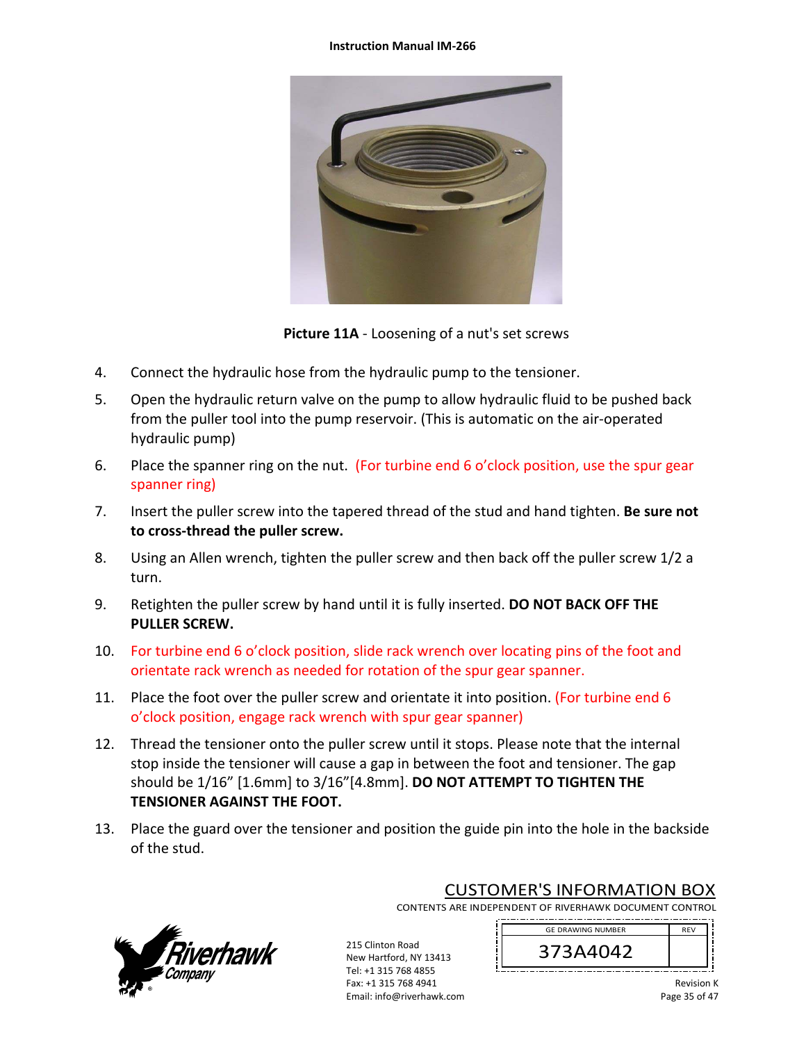**Picture 11A** - Loosening of a nut's set screws

4. Connect the hydraulic hose from the hydraulic pump to the tensioner.
5. Open the hydraulic return valve on the pump to allow hydraulic fluid to be pushed back from the puller tool into the pump reservoir. (This is automatic on the air-operated hydraulic pump)
6. Place the spanner ring on the nut. (For turbine end 6 o'clock position, use the spur gear spanner ring)
7. Insert the puller screw into the tapered thread of the stud and hand tighten. **Be sure not to cross-thread the puller screw.**
8. Using an Allen wrench, tighten the puller screw and then back off the puller screw 1/2 a turn.
9. Retighten the puller screw by hand until it is fully inserted. **DO NOT BACK OFF THE PULLER SCREW.**
10. For turbine end 6 o'clock position, slide rack wrench over locating pins of the foot and orientate rack wrench as needed for rotation of the spur gear spanner.
11. Place the foot over the puller screw and orientate it into position. (For turbine end 6 o'clock position, engage rack wrench with spur gear spanner)
12. Thread the tensioner onto the puller screw until it stops. Please note that the internal stop inside the tensioner will cause a gap in between the foot and tensioner. The gap should be 1/16" [1.6mm] to 3/16"[4.8mm]. **DO NOT ATTEMPT TO TIGHTEN THE TENSIONER AGAINST THE FOOT.**
13. Place the guard over the tensioner and position the guide pin into the hole in the backside of the stud.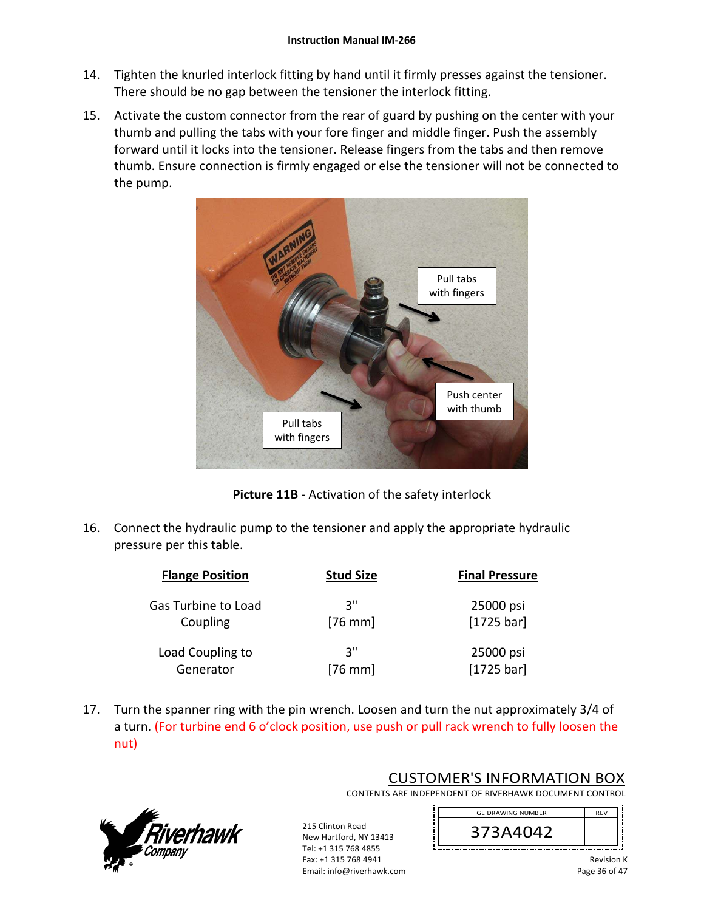14. Tighten the knurled interlock fitting by hand until it firmly presses against the tensioner. There should be no gap between the tensioner the interlock fitting.

15. Activate the custom connector from the rear of guard by pushing on the center with your thumb and pulling the tabs with your fore finger and middle finger. Push the assembly forward until it locks into the tensioner. Release fingers from the tabs and then remove thumb. Ensure connection is firmly engaged or else the tensioner will not be connected to the pump.

**Picture 11B** - Activation of the safety interlock

16. Connect the hydraulic pump to the tensioner and apply the appropriate hydraulic pressure per this table.

| Flange Position | Stud Size | Final Pressure |
|---|---|---|
| Gas Turbine to Load Coupling | 3" [76 mm] | 25000 psi [1725 bar] |
| Load Coupling to Generator | 3" [76 mm] | 25000 psi [1725 bar] |

17. Turn the spanner ring with the pin wrench. Loosen and turn the nut approximately 3/4 of a turn. (For turbine end 6 o'clock position, use push or pull rack wrench to fully loosen the nut)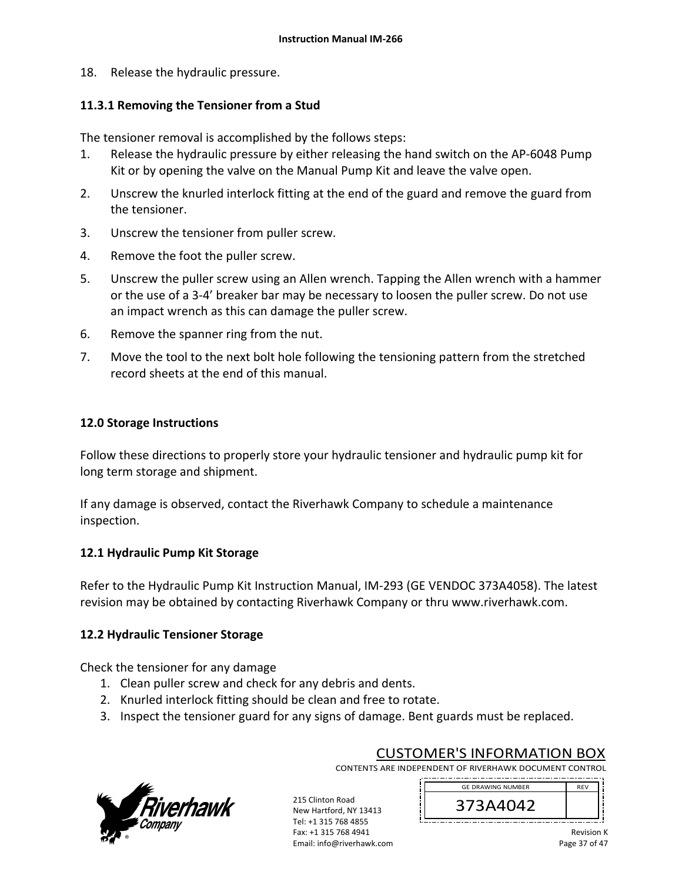18. Release the hydraulic pressure.

### 11.3.1 Removing the Tensioner from a Stud

The tensioner removal is accomplished by the follows steps:

1. Release the hydraulic pressure by either releasing the hand switch on the AP-6048 Pump Kit or by opening the valve on the Manual Pump Kit and leave the valve open.
2. Unscrew the knurled interlock fitting at the end of the guard and remove the guard from the tensioner.
3. Unscrew the tensioner from puller screw.
4. Remove the foot the puller screw.
5. Unscrew the puller screw using an Allen wrench. Tapping the Allen wrench with a hammer or the use of a 3-4' breaker bar may be necessary to loosen the puller screw. Do not use an impact wrench as this can damage the puller screw.
6. Remove the spanner ring from the nut.
7. Move the tool to the next bolt hole following the tensioning pattern from the stretched record sheets at the end of this manual.

## 12.0 Storage Instructions

Follow these directions to properly store your hydraulic tensioner and hydraulic pump kit for long term storage and shipment.

If any damage is observed, contact the Riverhawk Company to schedule a maintenance inspection.

### 12.1 Hydraulic Pump Kit Storage

Refer to the Hydraulic Pump Kit Instruction Manual, IM-293 (GE VENDOC 373A4058). The latest revision may be obtained by contacting Riverhawk Company or thru www.riverhawk.com.

### 12.2 Hydraulic Tensioner Storage

Check the tensioner for any damage

1. Clean puller screw and check for any debris and dents.
2. Knurled interlock fitting should be clean and free to rotate.
3. Inspect the tensioner guard for any signs of damage. Bent guards must be replaced.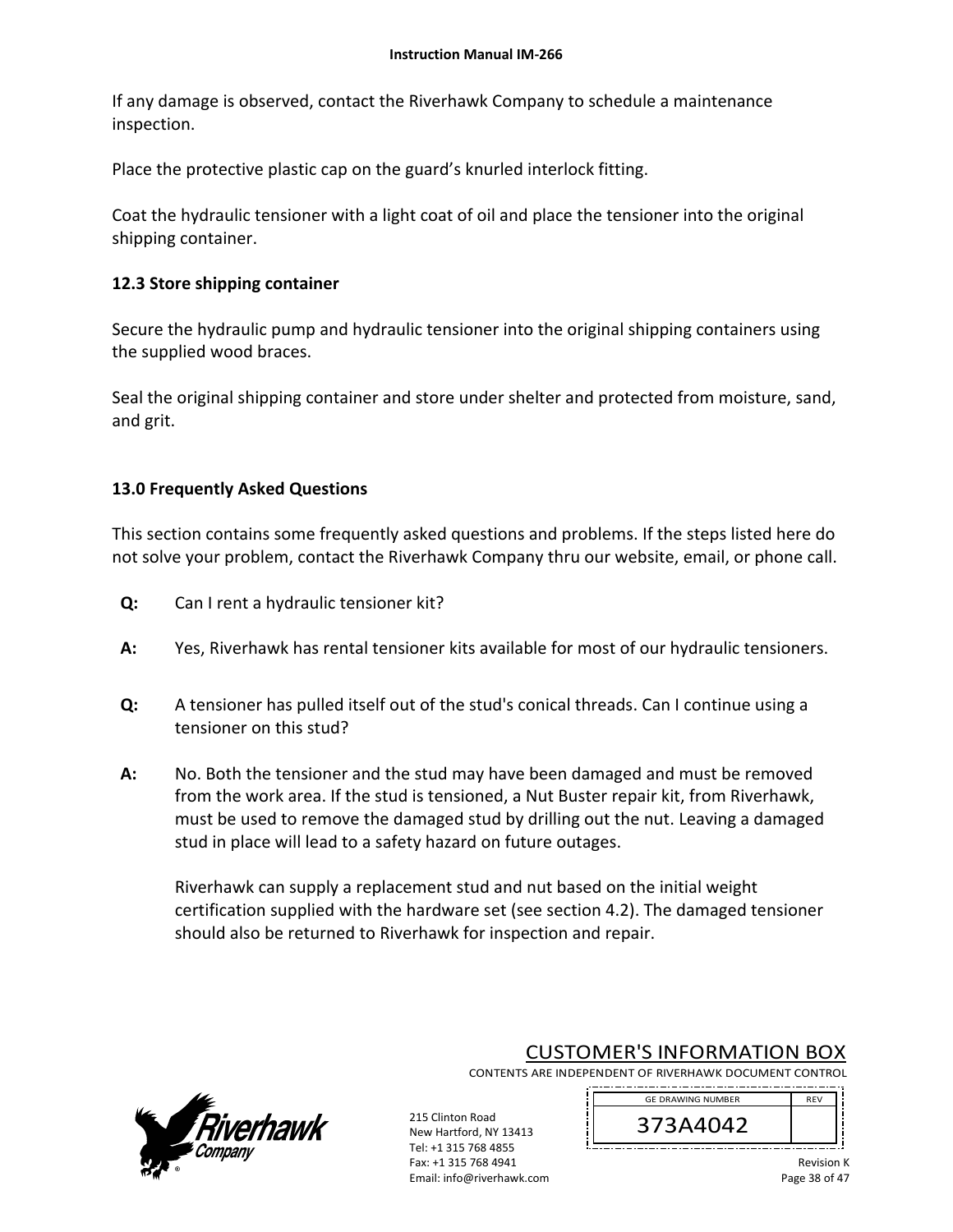If any damage is observed, contact the Riverhawk Company to schedule a maintenance inspection.

Place the protective plastic cap on the guard's knurled interlock fitting.

Coat the hydraulic tensioner with a light coat of oil and place the tensioner into the original shipping container.

### 12.3 Store shipping container

Secure the hydraulic pump and hydraulic tensioner into the original shipping containers using the supplied wood braces.

Seal the original shipping container and store under shelter and protected from moisture, sand, and grit.

## 13.0 Frequently Asked Questions

This section contains some frequently asked questions and problems. If the steps listed here do not solve your problem, contact the Riverhawk Company thru our website, email, or phone call.

**Q:** Can I rent a hydraulic tensioner kit?

**A:** Yes, Riverhawk has rental tensioner kits available for most of our hydraulic tensioners.

**Q:** A tensioner has pulled itself out of the stud's conical threads. Can I continue using a tensioner on this stud?

**A:** No. Both the tensioner and the stud may have been damaged and must be removed from the work area. If the stud is tensioned, a Nut Buster repair kit, from Riverhawk, must be used to remove the damaged stud by drilling out the nut. Leaving a damaged stud in place will lead to a safety hazard on future outages.

Riverhawk can supply a replacement stud and nut based on the initial weight certification supplied with the hardware set (see section 4.2). The damaged tensioner should also be returned to Riverhawk for inspection and repair.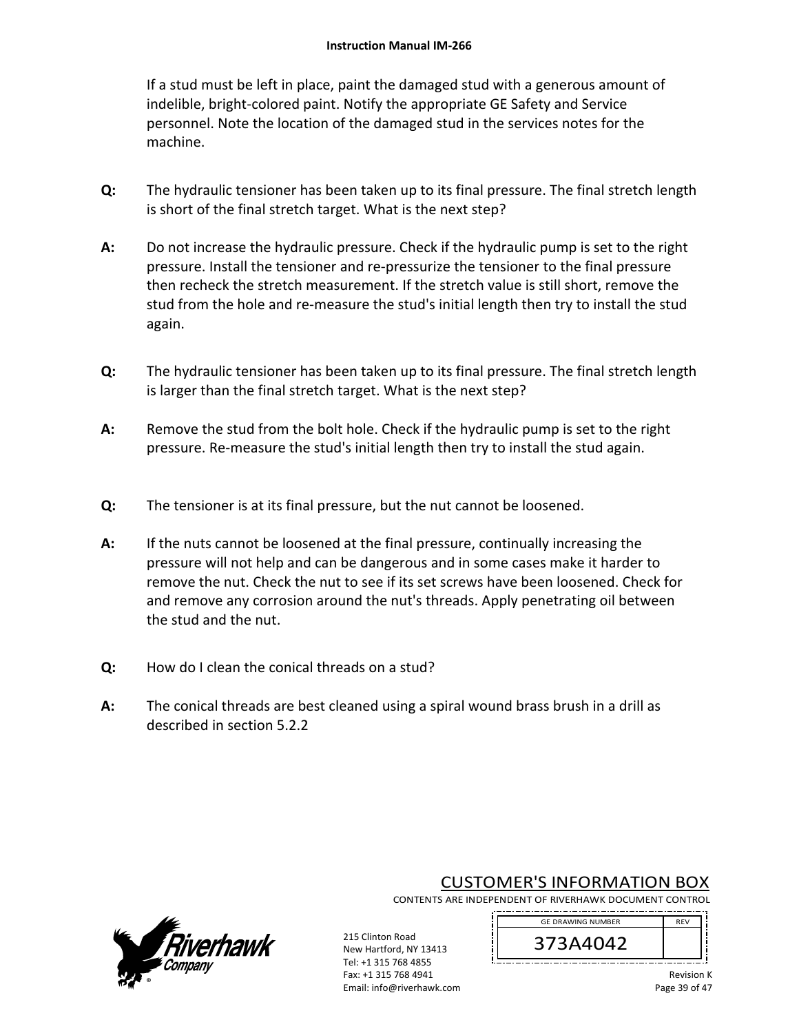If a stud must be left in place, paint the damaged stud with a generous amount of indelible, bright-colored paint. Notify the appropriate GE Safety and Service personnel. Note the location of the damaged stud in the services notes for the machine.

**Q:** The hydraulic tensioner has been taken up to its final pressure. The final stretch length is short of the final stretch target. What is the next step?

**A:** Do not increase the hydraulic pressure. Check if the hydraulic pump is set to the right pressure. Install the tensioner and re-pressurize the tensioner to the final pressure then recheck the stretch measurement. If the stretch value is still short, remove the stud from the hole and re-measure the stud's initial length then try to install the stud again.

**Q:** The hydraulic tensioner has been taken up to its final pressure. The final stretch length is larger than the final stretch target. What is the next step?

**A:** Remove the stud from the bolt hole. Check if the hydraulic pump is set to the right pressure. Re-measure the stud's initial length then try to install the stud again.

**Q:** The tensioner is at its final pressure, but the nut cannot be loosened.

**A:** If the nuts cannot be loosened at the final pressure, continually increasing the pressure will not help and can be dangerous and in some cases make it harder to remove the nut. Check the nut to see if its set screws have been loosened. Check for and remove any corrosion around the nut's threads. Apply penetrating oil between the stud and the nut.

**Q:** How do I clean the conical threads on a stud?

**A:** The conical threads are best cleaned using a spiral wound brass brush in a drill as described in section 5.2.2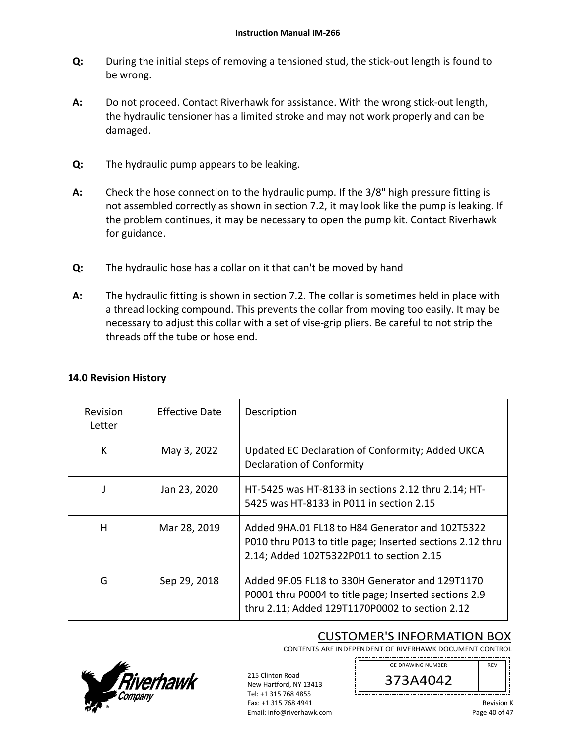**Q:** During the initial steps of removing a tensioned stud, the stick-out length is found to be wrong.

**A:** Do not proceed. Contact Riverhawk for assistance. With the wrong stick-out length, the hydraulic tensioner has a limited stroke and may not work properly and can be damaged.

**Q:** The hydraulic pump appears to be leaking.

**A:** Check the hose connection to the hydraulic pump. If the 3/8" high pressure fitting is not assembled correctly as shown in section 7.2, it may look like the pump is leaking. If the problem continues, it may be necessary to open the pump kit. Contact Riverhawk for guidance.

**Q:** The hydraulic hose has a collar on it that can't be moved by hand

**A:** The hydraulic fitting is shown in section 7.2. The collar is sometimes held in place with a thread locking compound. This prevents the collar from moving too easily. It may be necessary to adjust this collar with a set of vise-grip pliers. Be careful to not strip the threads off the tube or hose end.

## 14.0 Revision History

| Revision Letter | Effective Date | Description |
|---|---|---|
| K | May 3, 2022 | Updated EC Declaration of Conformity; Added UKCA Declaration of Conformity |
| J | Jan 23, 2020 | HT-5425 was HT-8133 in sections 2.12 thru 2.14; HT-5425 was HT-8133 in P011 in section 2.15 |
| H | Mar 28, 2019 | Added 9HA.01 FL18 to H84 Generator and 102T5322 P010 thru P013 to title page; Inserted sections 2.12 thru 2.14; Added 102T5322P011 to section 2.15 |
| G | Sep 29, 2018 | Added 9F.05 FL18 to 330H Generator and 129T1170 P0001 thru P0004 to title page; Inserted sections 2.9 thru 2.11; Added 129T1170P0002 to section 2.12 |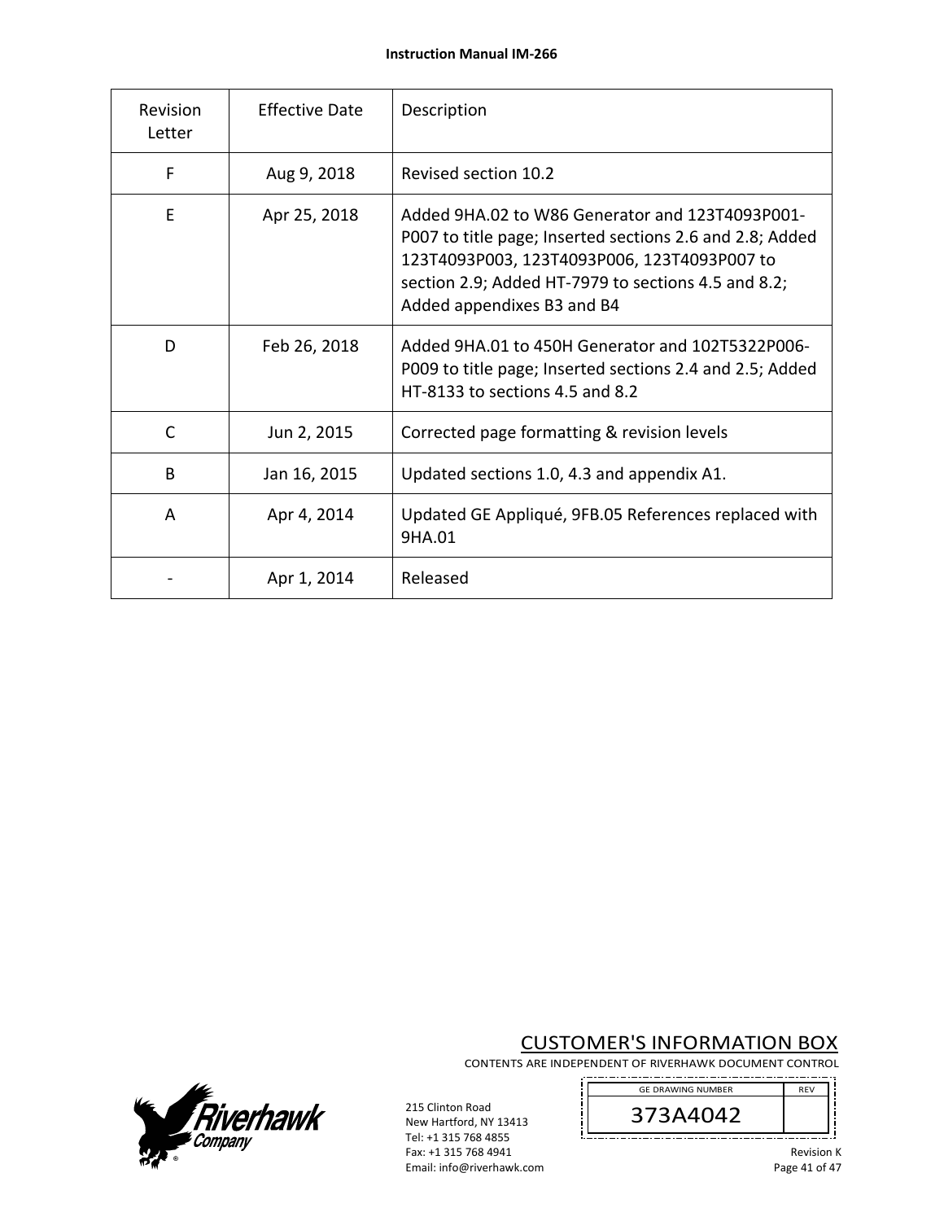| Revision Letter | Effective Date | Description |
|---|---|---|
| F | Aug 9, 2018 | Revised section 10.2 |
| E | Apr 25, 2018 | Added 9HA.02 to W86 Generator and 123T4093P001-P007 to title page; Inserted sections 2.6 and 2.8; Added 123T4093P003, 123T4093P006, 123T4093P007 to section 2.9; Added HT-7979 to sections 4.5 and 8.2; Added appendixes B3 and B4 |
| D | Feb 26, 2018 | Added 9HA.01 to 450H Generator and 102T5322P006-P009 to title page; Inserted sections 2.4 and 2.5; Added HT-8133 to sections 4.5 and 8.2 |
| C | Jun 2, 2015 | Corrected page formatting & revision levels |
| B | Jan 16, 2015 | Updated sections 1.0, 4.3 and appendix A1. |
| A | Apr 4, 2014 | Updated GE Appliqué, 9FB.05 References replaced with 9HA.01 |
| - | Apr 1, 2014 | Released |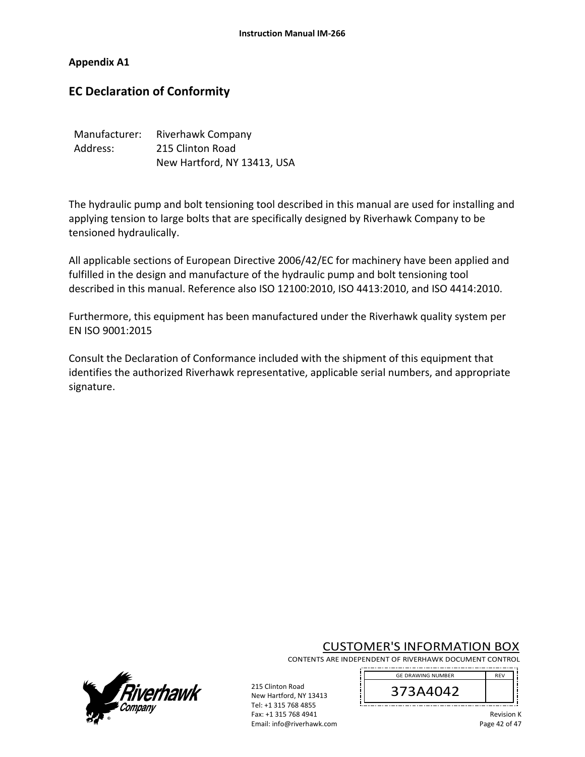### Appendix A1

## EC Declaration of Conformity

| | |
|---|---|
| Manufacturer: | Riverhawk Company |
| Address: | 215 Clinton Road |
| | New Hartford, NY 13413, USA |

The hydraulic pump and bolt tensioning tool described in this manual are used for installing and applying tension to large bolts that are specifically designed by Riverhawk Company to be tensioned hydraulically.

All applicable sections of European Directive 2006/42/EC for machinery have been applied and fulfilled in the design and manufacture of the hydraulic pump and bolt tensioning tool described in this manual. Reference also ISO 12100:2010, ISO 4413:2010, and ISO 4414:2010.

Furthermore, this equipment has been manufactured under the Riverhawk quality system per EN ISO 9001:2015

Consult the Declaration of Conformance included with the shipment of this equipment that identifies the authorized Riverhawk representative, applicable serial numbers, and appropriate signature.

CUSTOMER'S INFORMATION BOX

CONTENTS ARE INDEPENDENT OF RIVERHAWK DOCUMENT CONTROL

| GE DRAWING NUMBER | REV |
|---|---|
| 373A4042 | |

215 Clinton Road
New Hartford, NY 13413
Tel: +1 315 768 4855
Fax: +1 315 768 4941
Email: info@riverhawk.com

Revision K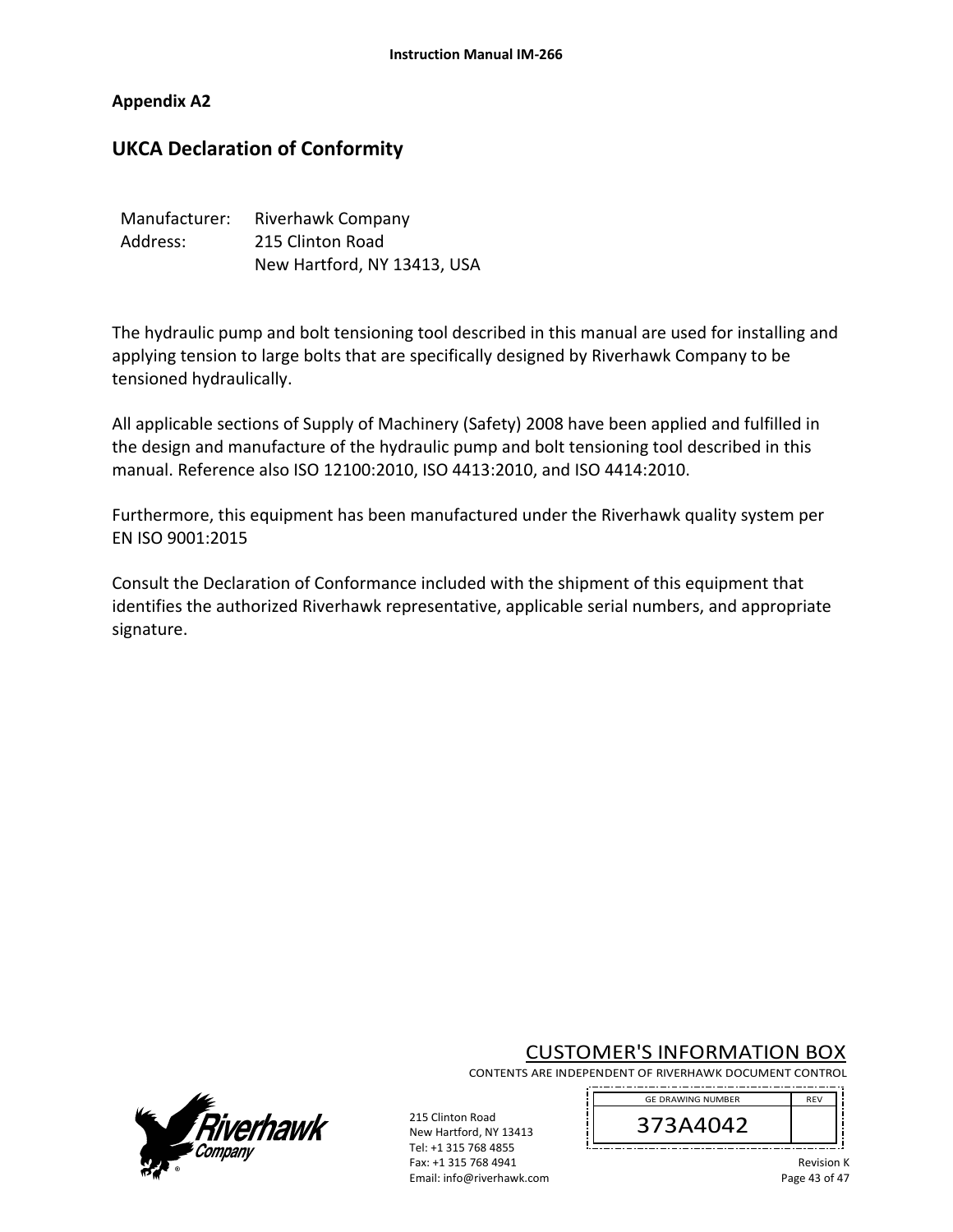**Appendix A2**

## UKCA Declaration of Conformity

Manufacturer: Riverhawk Company
Address: 215 Clinton Road
New Hartford, NY 13413, USA

The hydraulic pump and bolt tensioning tool described in this manual are used for installing and applying tension to large bolts that are specifically designed by Riverhawk Company to be tensioned hydraulically.

All applicable sections of Supply of Machinery (Safety) 2008 have been applied and fulfilled in the design and manufacture of the hydraulic pump and bolt tensioning tool described in this manual. Reference also ISO 12100:2010, ISO 4413:2010, and ISO 4414:2010.

Furthermore, this equipment has been manufactured under the Riverhawk quality system per EN ISO 9001:2015

Consult the Declaration of Conformance included with the shipment of this equipment that identifies the authorized Riverhawk representative, applicable serial numbers, and appropriate signature.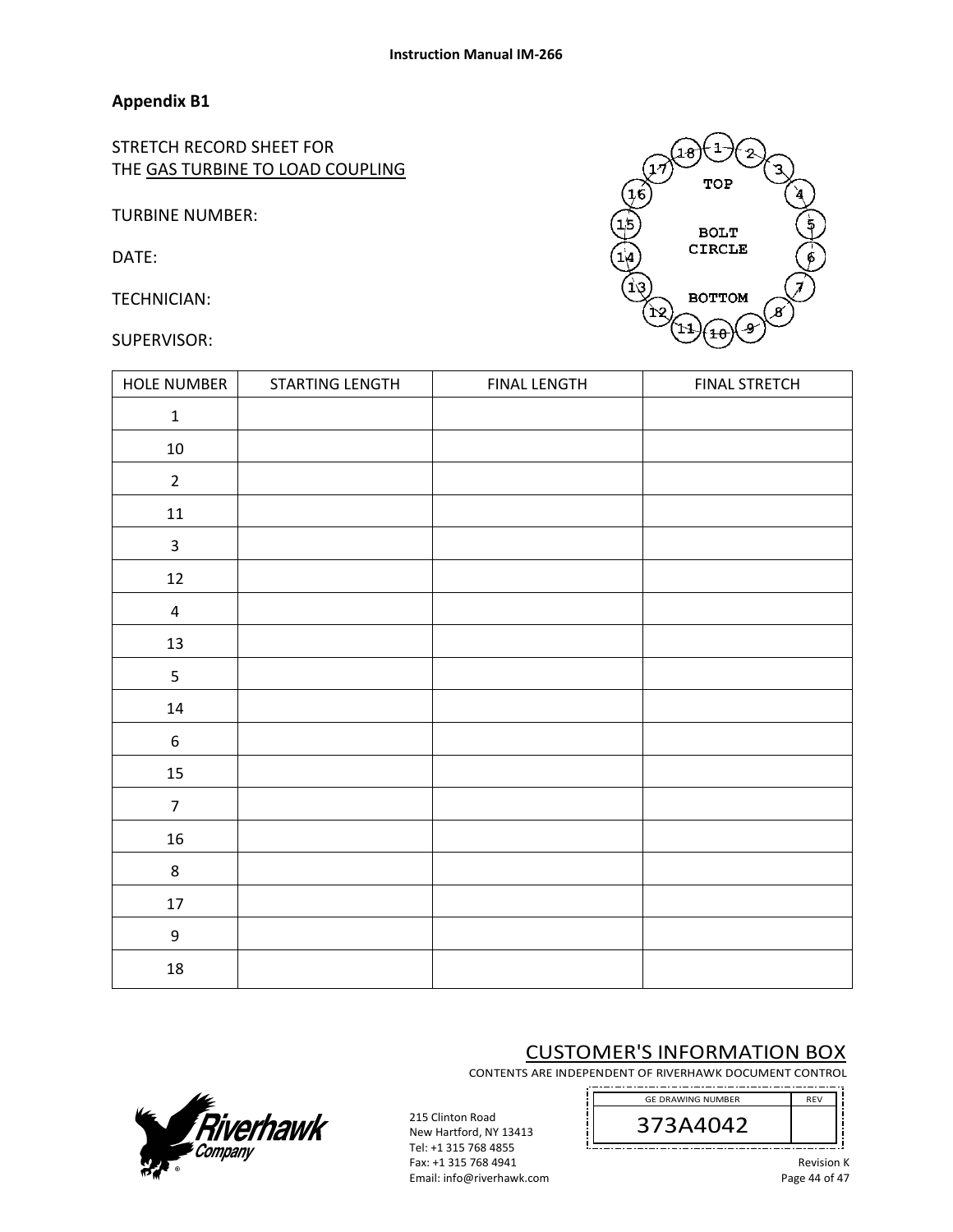## Appendix B1

STRETCH RECORD SHEET FOR
THE GAS TURBINE TO LOAD COUPLING

TURBINE NUMBER:

DATE:

TECHNICIAN:

SUPERVISOR:

| HOLE NUMBER | STARTING LENGTH | FINAL LENGTH | FINAL STRETCH |
|---|---|---|---|
| 1 | | | |
| 10 | | | |
| 2 | | | |
| 11 | | | |
| 3 | | | |
| 12 | | | |
| 4 | | | |
| 13 | | | |
| 5 | | | |
| 14 | | | |
| 6 | | | |
| 15 | | | |
| 7 | | | |
| 16 | | | |
| 8 | | | |
| 17 | | | |
| 9 | | | |
| 18 | | | |

CUSTOMER'S INFORMATION BOX

CONTENTS ARE INDEPENDENT OF RIVERHAWK DOCUMENT CONTROL

| GE DRAWING NUMBER | REV |
|---|---|
| 373A4042 | |

215 Clinton Road
New Hartford, NY 13413
Tel: +1 315 768 4855
Fax: +1 315 768 4941
Email: info@riverhawk.com

Revision K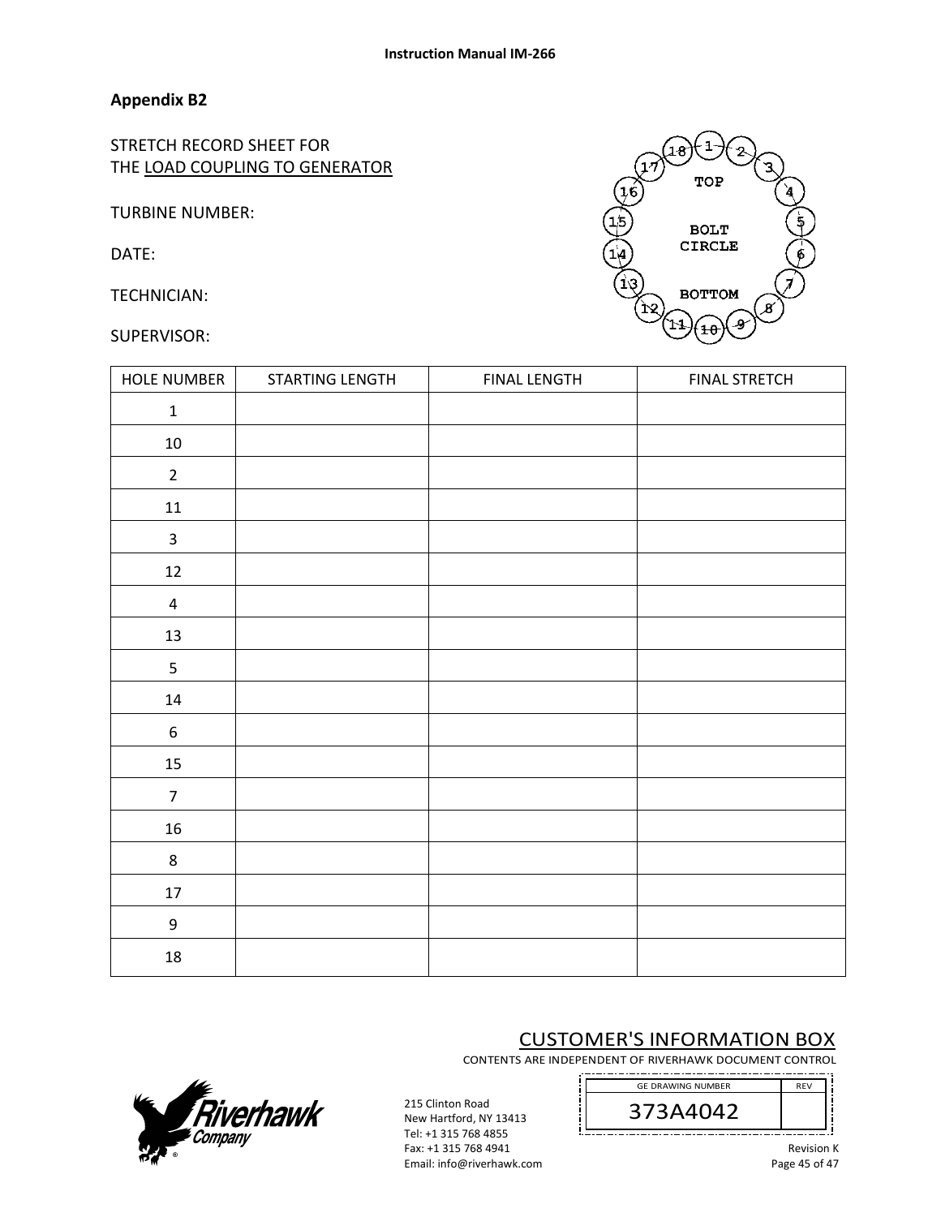## Appendix B2

STRETCH RECORD SHEET FOR
THE LOAD COUPLING TO GENERATOR

TURBINE NUMBER:

DATE:

TECHNICIAN:

SUPERVISOR:

TOP

BOLT CIRCLE

BOTTOM

1 2 3 4 5 6 7 8 9 10 11 12 13 14 15 16 17 18

| HOLE NUMBER | STARTING LENGTH | FINAL LENGTH | FINAL STRETCH |
|---|---|---|---|
| 1 | | | |
| 10 | | | |
| 2 | | | |
| 11 | | | |
| 3 | | | |
| 12 | | | |
| 4 | | | |
| 13 | | | |
| 5 | | | |
| 14 | | | |
| 6 | | | |
| 15 | | | |
| 7 | | | |
| 16 | | | |
| 8 | | | |
| 17 | | | |
| 9 | | | |
| 18 | | | |

CUSTOMER'S INFORMATION BOX

CONTENTS ARE INDEPENDENT OF RIVERHAWK DOCUMENT CONTROL

| GE DRAWING NUMBER | REV |
|---|---|
| 373A4042 | |

Riverhawk Company

215 Clinton Road
New Hartford, NY 13413
Tel: +1 315 768 4855
Fax: +1 315 768 4941
Email: info@riverhawk.com

Revision K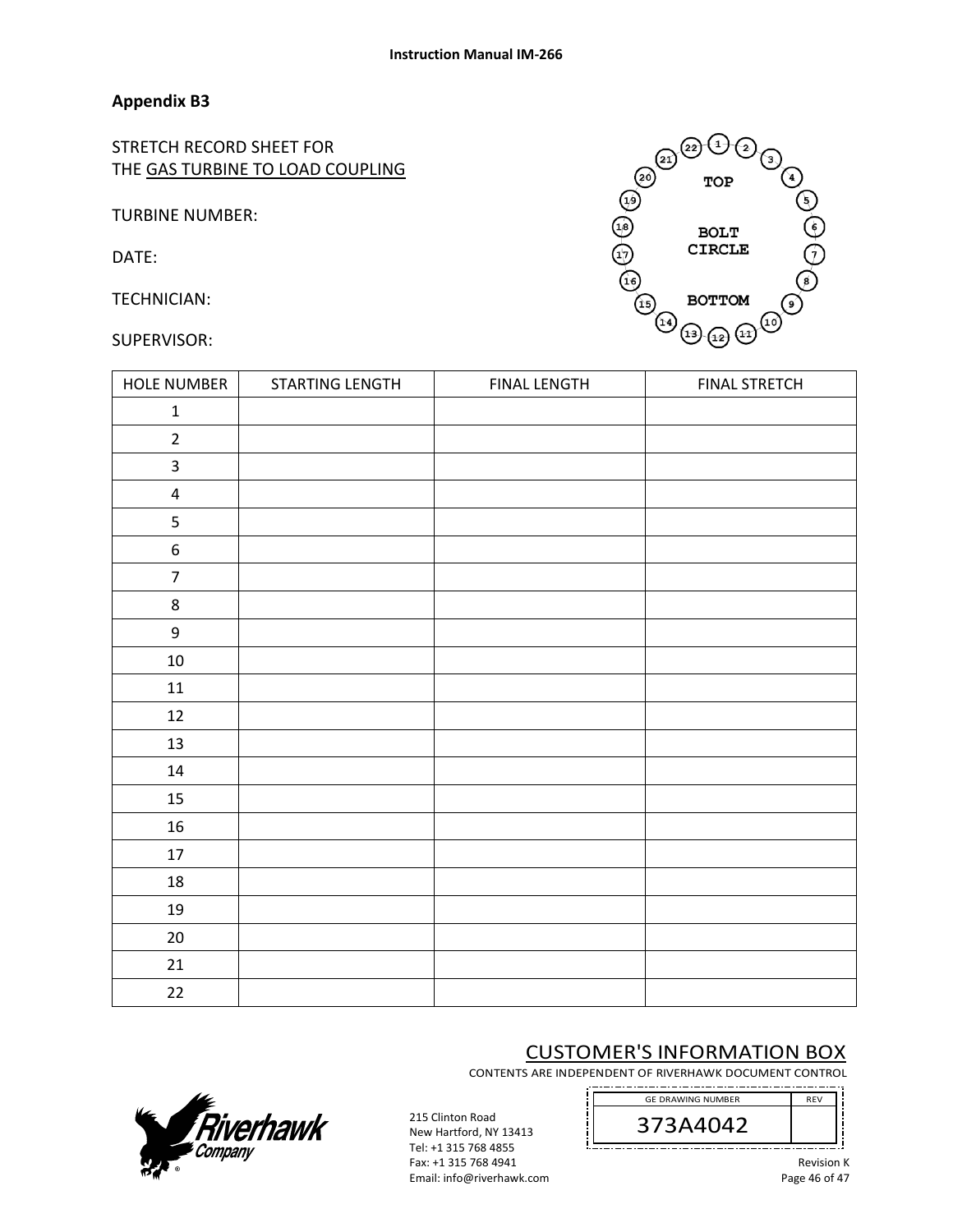## Appendix B3

STRETCH RECORD SHEET FOR
THE GAS TURBINE TO LOAD COUPLING

TURBINE NUMBER:

DATE:

TECHNICIAN:

SUPERVISOR:

TOP

BOLT CIRCLE

BOTTOM

1 2 3 4 5 6 7 8 9 10 11 12 13 14 15 16 17 18 19 20 21 22

| HOLE NUMBER | STARTING LENGTH | FINAL LENGTH | FINAL STRETCH |
|---|---|---|---|
| 1 | | | |
| 2 | | | |
| 3 | | | |
| 4 | | | |
| 5 | | | |
| 6 | | | |
| 7 | | | |
| 8 | | | |
| 9 | | | |
| 10 | | | |
| 11 | | | |
| 12 | | | |
| 13 | | | |
| 14 | | | |
| 15 | | | |
| 16 | | | |
| 17 | | | |
| 18 | | | |
| 19 | | | |
| 20 | | | |
| 21 | | | |
| 22 | | | |

CUSTOMER'S INFORMATION BOX

CONTENTS ARE INDEPENDENT OF RIVERHAWK DOCUMENT CONTROL

| GE DRAWING NUMBER | REV |
|---|---|
| 373A4042 | |

215 Clinton Road
New Hartford, NY 13413
Tel: +1 315 768 4855
Fax: +1 315 768 4941
Email: info@riverhawk.com

Revision K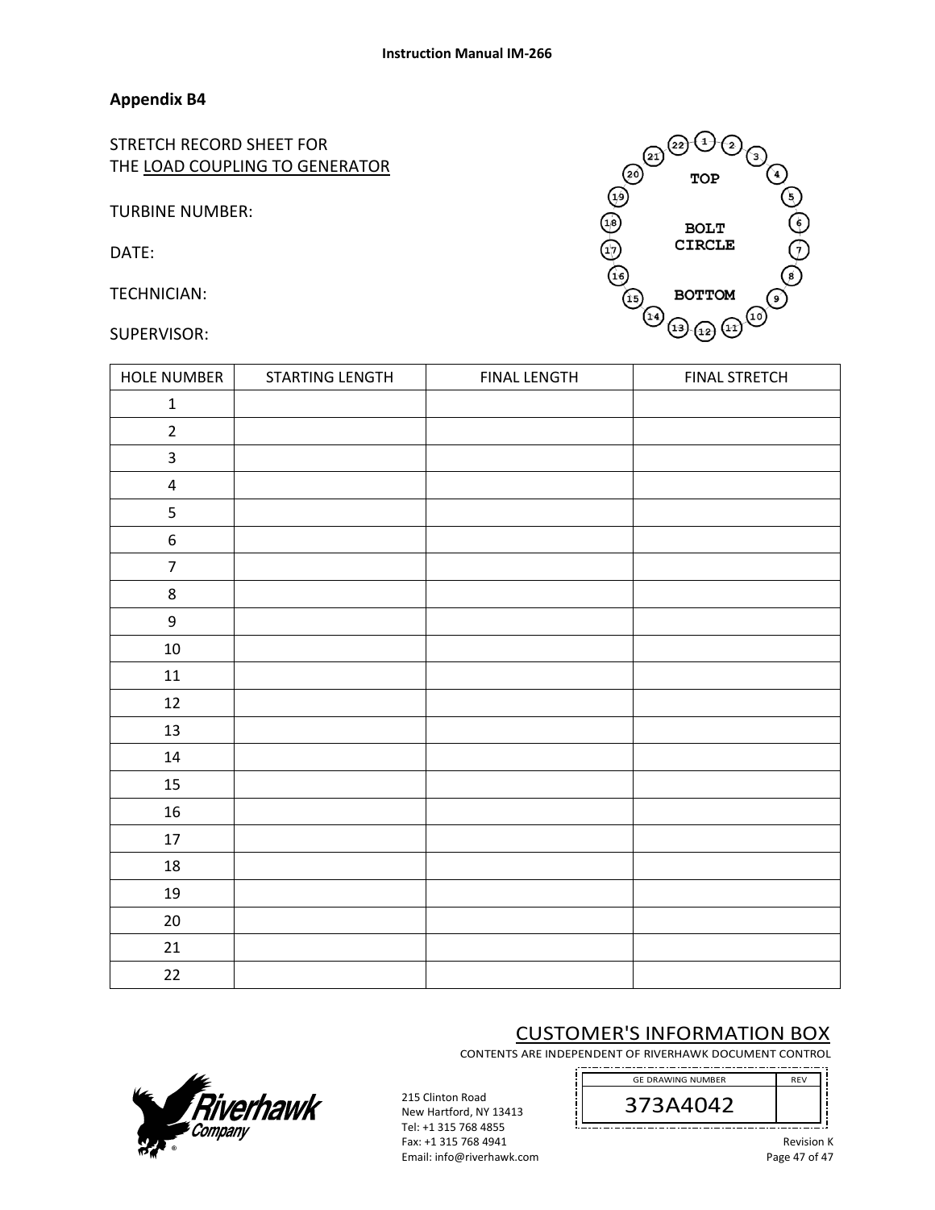## Appendix B4

STRETCH RECORD SHEET FOR
THE LOAD COUPLING TO GENERATOR

TURBINE NUMBER:

DATE:

TECHNICIAN:

SUPERVISOR:

TOP

BOLT CIRCLE

BOTTOM

1 2 3 4 5 6 7 8 9 10 11 12 13 14 15 16 17 18 19 20 21 22

| HOLE NUMBER | STARTING LENGTH | FINAL LENGTH | FINAL STRETCH |
|---|---|---|---|
| 1 | | | |
| 2 | | | |
| 3 | | | |
| 4 | | | |
| 5 | | | |
| 6 | | | |
| 7 | | | |
| 8 | | | |
| 9 | | | |
| 10 | | | |
| 11 | | | |
| 12 | | | |
| 13 | | | |
| 14 | | | |
| 15 | | | |
| 16 | | | |
| 17 | | | |
| 18 | | | |
| 19 | | | |
| 20 | | | |
| 21 | | | |
| 22 | | | |

CUSTOMER'S INFORMATION BOX

CONTENTS ARE INDEPENDENT OF RIVERHAWK DOCUMENT CONTROL

| GE DRAWING NUMBER | REV |
|---|---|
| 373A4042 | |

Riverhawk Company

215 Clinton Road
New Hartford, NY 13413
Tel: +1 315 768 4855
Fax: +1 315 768 4941
Email: info@riverhawk.com

Revision K